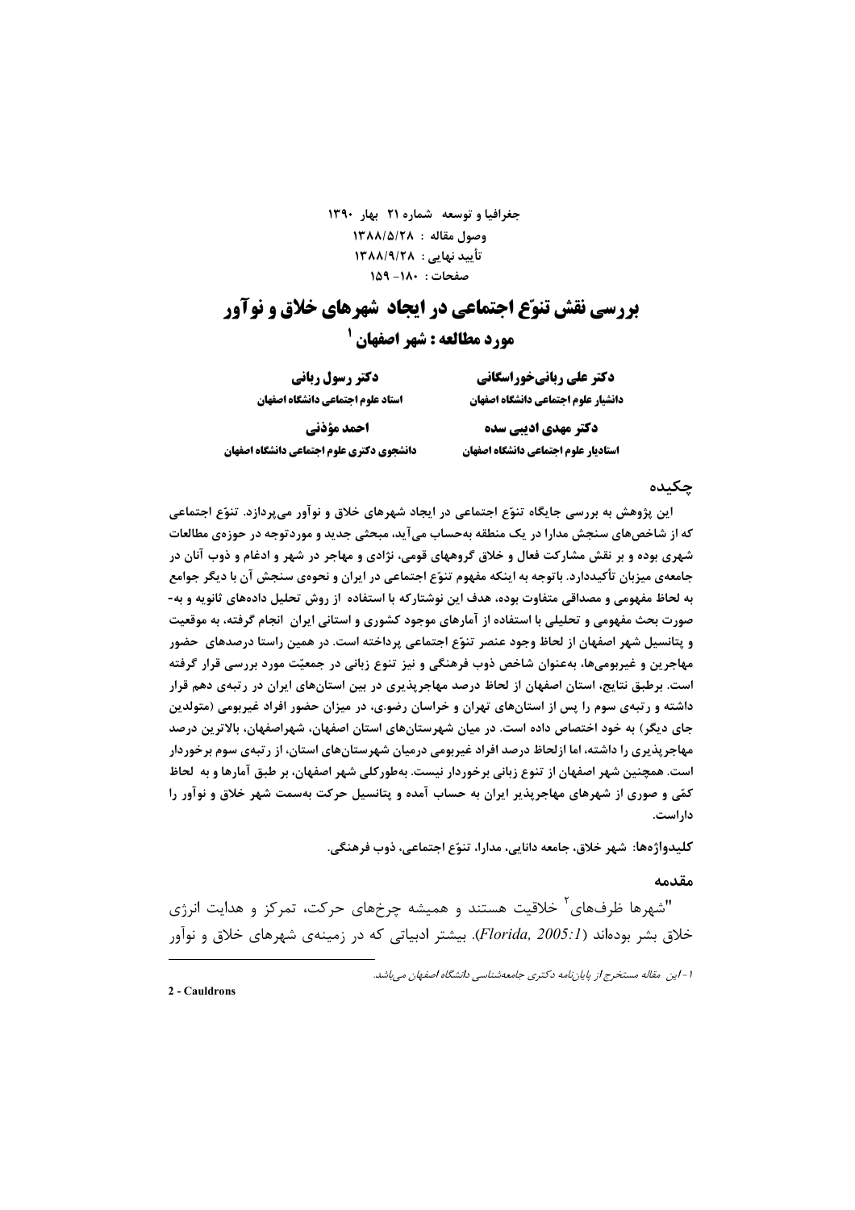جغرافیا و توسعه شماره ۲۱ بهار ۱۳۹۰
وصول مقاله : ۱۳۸۸/۵/۲۸
تأیید نهایی : ۱۳۸۸/۹/۲۸
صفحات : ۱۸۰- ۱۵۹

# بررسی نقش تنوّع اجتماعی در ایجاد شهرهای خلاق و نوآور مورد مطالعه : شهر اصفهان [1]

**دکتر علی ربانی‌خوراسگانی**
**دانشیار علوم اجتماعی دانشگاه اصفهان**

**دکتر رسول ربانی**
**استاد علوم اجتماعی دانشگاه اصفهان**

**دکتر مهدی ادیبی سده**
**استادیار علوم اجتماعی دانشگاه اصفهان**

**احمد مؤذنی**
**دانشجوی دکتری علوم اجتماعی دانشگاه اصفهان**

## چکیده

**این پژوهش به بررسی جایگاه تنوّع اجتماعی در ایجاد شهرهای خلاق و نوآور می‌پردازد. تنوّع اجتماعی که از شاخص‌های سنجش مدارا در یک منطقه به‌حساب می‌آید، مبحثی جدید و موردتوجه در حوزه‌ی مطالعات شهری بوده و بر نقش مشارکت فعال و خلاق گروههای قومی، نژادی و مهاجر در شهر و ادغام و ذوب آنان در جامعه‌ی میزبان تأکیددارد. باتوجه به اینکه مفهوم تنوّع اجتماعی در ایران و نحوه‌ی سنجش آن با دیگر جوامع به لحاظ مفهومی و مصداقی متفاوت بوده، هدف این نوشتارکه با استفاده از روش تحلیل داده‌های ثانویه و به‌صورت بحث مفهومی و تحلیلی با استفاده از آمارهای موجود کشوری و استانی ایران انجام گرفته، به موقعیت و پتانسیل شهر اصفهان از لحاظ وجود عنصر تنوّع اجتماعی پرداخته است. در همین راستا درصدهای حضور مهاجرین و غیربومی‌ها، به‌عنوان شاخص ذوب فرهنگی و نیز تنوع زبانی در جمعیّت مورد بررسی قرار گرفته است. برطبق نتایج، استان اصفهان از لحاظ درصد مهاجرپذیری در بین استان‌های ایران در رتبه‌ی دهم قرار داشته و رتبه‌ی سوم را پس از استان‌های تهران و خراسان رضوی، در میزان حضور افراد غیربومی (متولدین جای دیگر) به خود اختصاص داده است. در میان شهرستان‌های استان اصفهان، شهراصفهان، بالاترین درصد مهاجرپذیری را داشته، اما ازلحاظ درصد افراد غیربومی درمیان شهرستان‌های استان، از رتبه‌ی سوم برخوردار است. همچنین شهر اصفهان از تنوع زبانی برخوردار نیست. به‌طورکلی شهر اصفهان، بر طبق آمارها و به لحاظ کمّی و صوری از شهرهای مهاجرپذیر ایران به حساب آمده و پتانسیل حرکت به‌سمت شهر خلاق و نوآور را داراست.**

**کلیدواژه‌ها:** شهر خلاق، جامعه دانایی، مدارا، تنوّع اجتماعی، ذوب فرهنگی.

## مقدمه

"شهرها ظرف‌های[2] خلاقیت هستند و همیشه چرخ‌های حرکت، تمرکز و هدایت انرژی خلاق بشر بوده‌اند (*Florida, 2005:1*). بیشتر ادبیاتی که در زمینه‌ی شهرهای خلاق و نوآور

---

1 - *این مقاله مستخرج از پایان‌نامه دکتری جامعه‌شناسی دانشگاه اصفهان می‌باشد.*

**2 - Cauldrons**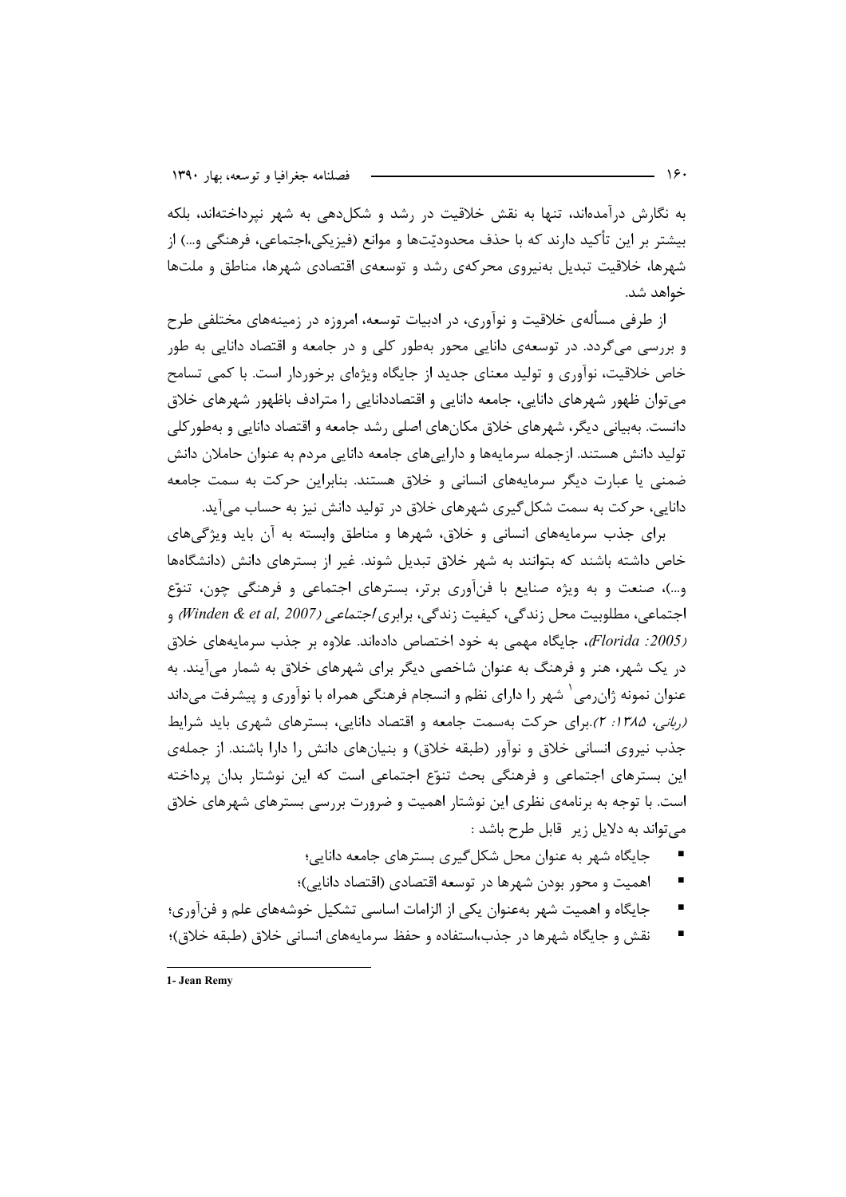به نگارش درآمده‌اند، تنها به نقش خلاقیت در رشد و شکل‌دهی به شهر نپرداخته‌اند، بلکه بیشتر بر این تأکید دارند که با حذف محدودیّت‌ها و موانع (فیزیکی،اجتماعی، فرهنگی و...) از شهرها، خلاقیت تبدیل به‌نیروی محرکه‌ی رشد و توسعه‌ی اقتصادی شهرها، مناطق و ملت‌ها خواهد شد.

از طرفی مسأله‌ی خلاقیت و نوآوری، در ادبیات توسعه، امروزه در زمینه‌های مختلفی طرح و بررسی می‌گردد. در توسعه‌ی دانایی محور به‌طور کلی و در جامعه و اقتصاد دانایی به طور خاص خلاقیت، نوآوری و تولید معنای جدید از جایگاه ویژه‌ای برخوردار است. با کمی تسامح می‌توان ظهور شهرهای دانایی، جامعه دانایی و اقتصاددانایی را مترادف باظهور شهرهای خلاق دانست. به‌بیانی دیگر، شهرهای خلاق مکان‌های اصلی رشد جامعه و اقتصاد دانایی و به‌طورکلی تولید دانش هستند. ازجمله سرمایه‌ها و دارایی‌های جامعه دانایی مردم به عنوان حاملان دانش ضمنی یا عبارت دیگر سرمایه‌های انسانی و خلاق هستند. بنابراین حرکت به سمت جامعه دانایی، حرکت به سمت شکل‌گیری شهرهای خلاق در تولید دانش نیز به حساب می‌آید.

برای جذب سرمایه‌های انسانی و خلاق، شهرها و مناطق وابسته به آن باید ویژگی‌های خاص داشته باشند که بتوانند به شهر خلاق تبدیل شوند. غیر از بسترهای دانش (دانشگاه‌ها و...)، صنعت و به ویژه صنایع با فن‌آوری برتر، بسترهای اجتماعی و فرهنگی چون، تنوّع اجتماعی، مطلوبیت محل زندگی، کیفیت زندگی، برابری *اجتماعی (Winden & et al, 2007)* و *(Florida :2005)*، جایگاه مهمی به خود اختصاص داده‌اند. علاوه بر جذب سرمایه‌های خلاق در یک شهر، هنر و فرهنگ به عنوان شاخصی دیگر برای شهرهای خلاق به شمار می‌آیند. به عنوان نمونه ژان‌رمی[1] شهر را دارای نظم و انسجام فرهنگی همراه با نوآوری و پیشرفت می‌داند *(ربانی، ۱۳۸۵: ۲)*.برای حرکت به‌سمت جامعه و اقتصاد دانایی، بسترهای شهری باید شرایط جذب نیروی انسانی خلاق و نوآور (طبقه خلاق) و بنیان‌های دانش را دارا باشند. از جمله‌ی این بسترهای اجتماعی و فرهنگی بحث تنوّع اجتماعی است که این نوشتار بدان پرداخته است. با توجه به برنامه‌ی نظری این نوشتار اهمیت و ضرورت بررسی بسترهای شهرهای خلاق می‌تواند به دلایل زیر قابل طرح باشد :

- جایگاه شهر به عنوان محل شکل‌گیری بسترهای جامعه دانایی؛
- اهمیت و محور بودن شهرها در توسعه اقتصادی (اقتصاد دانایی)؛
- جایگاه و اهمیت شهر به‌عنوان یکی از الزامات اساسی تشکیل خوشه‌های علم و فن‌آوری؛
- نقش و جایگاه شهرها در جذب،استفاده و حفظ سرمایه‌های انسانی خلاق (طبقه خلاق)؛

---

1- Jean Remy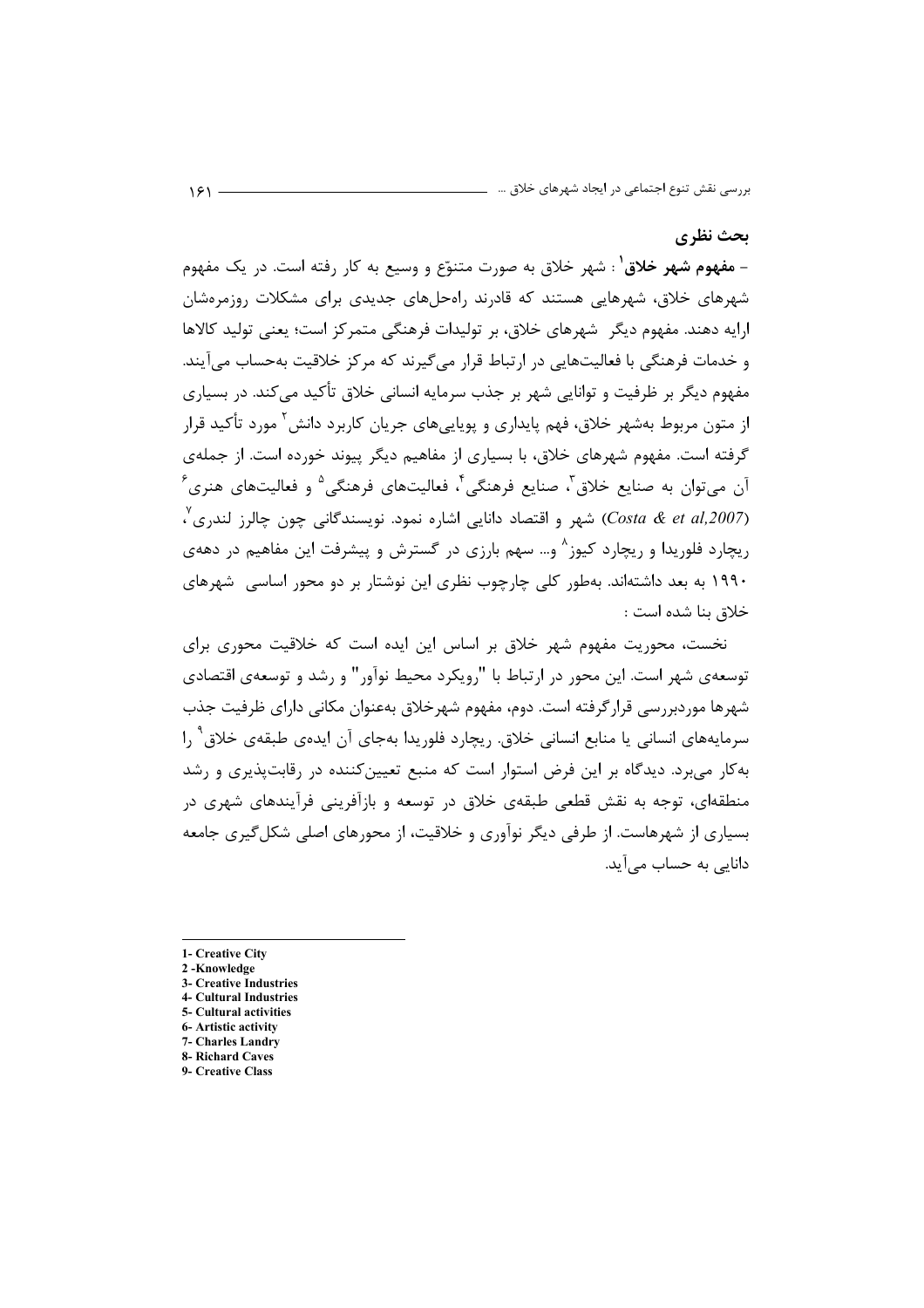## بحث نظری

- **مفهوم شهر خلاق**[1] : شهر خلاق به صورت متنوّع و وسیع به کار رفته است. در یک مفهوم شهرهای خلاق، شهرهایی هستند که قادرند راه‌حل‌های جدیدی برای مشکلات روزمره‌شان ارایه دهند. مفهوم دیگر شهرهای خلاق، بر تولیدات فرهنگی متمرکز است؛ یعنی تولید کالاها و خدمات فرهنگی با فعالیت‌هایی در ارتباط قرار می‌گیرند که مرکز خلاقیت به‌حساب می‌آیند. مفهوم دیگر بر ظرفیت و توانایی شهر بر جذب سرمایه انسانی خلاق تأکید می‌کند. در بسیاری از متون مربوط به‌شهر خلاق، فهم پایداری و پویایی‌های جریان کاربرد دانش[2] مورد تأکید قرار گرفته است. مفهوم شهرهای خلاق، با بسیاری از مفاهیم دیگر پیوند خورده است. از جمله‌ی آن می‌توان به صنایع خلاق[3]، صنایع فرهنگی[4]، فعالیت‌های فرهنگی[5] و فعالیت‌های هنری[6] (*Costa & et al,2007*) شهر و اقتصاد دانایی اشاره نمود. نویسندگانی چون چالرز لندری[7]، ریچارد فلوریدا و ریچارد کیوز[8] و... سهم بارزی در گسترش و پیشرفت این مفاهیم در دهه‌ی ۱۹۹۰ به بعد داشته‌اند. به‌طور کلی چارچوب نظری این نوشتار بر دو محور اساسی شهرهای خلاق بنا شده است :

نخست، محوریت مفهوم شهر خلاق بر اساس این ایده است که خلاقیت محوری برای توسعه‌ی شهر است. این محور در ارتباط با "رویکرد محیط نوآور" و رشد و توسعه‌ی اقتصادی شهرها موردبررسی قرارگرفته است. دوم، مفهوم شهرخلاق به‌عنوان مکانی دارای ظرفیت جذب سرمایه‌های انسانی یا منابع انسانی خلاق. ریچارد فلوریدا به‌جای آن ایده‌ی طبقه‌ی خلاق[9] را به‌کار می‌برد. دیدگاه بر این فرض استوار است که منبع تعیین‌کننده در رقابت‌پذیری و رشد منطقه‌ای، توجه به نقش قطعی طبقه‌ی خلاق در توسعه و بازآفرینی فرآیندهای شهری در بسیاری از شهرهاست. از طرفی دیگر نوآوری و خلاقیت، از محورهای اصلی شکل‌گیری جامعه دانایی به حساب می‌آید.

---

1- Creative City
2 -Knowledge
3- Creative Industries
4- Cultural Industries
5- Cultural activities
6- Artistic activity
7- Charles Landry
8- Richard Caves
9- Creative Class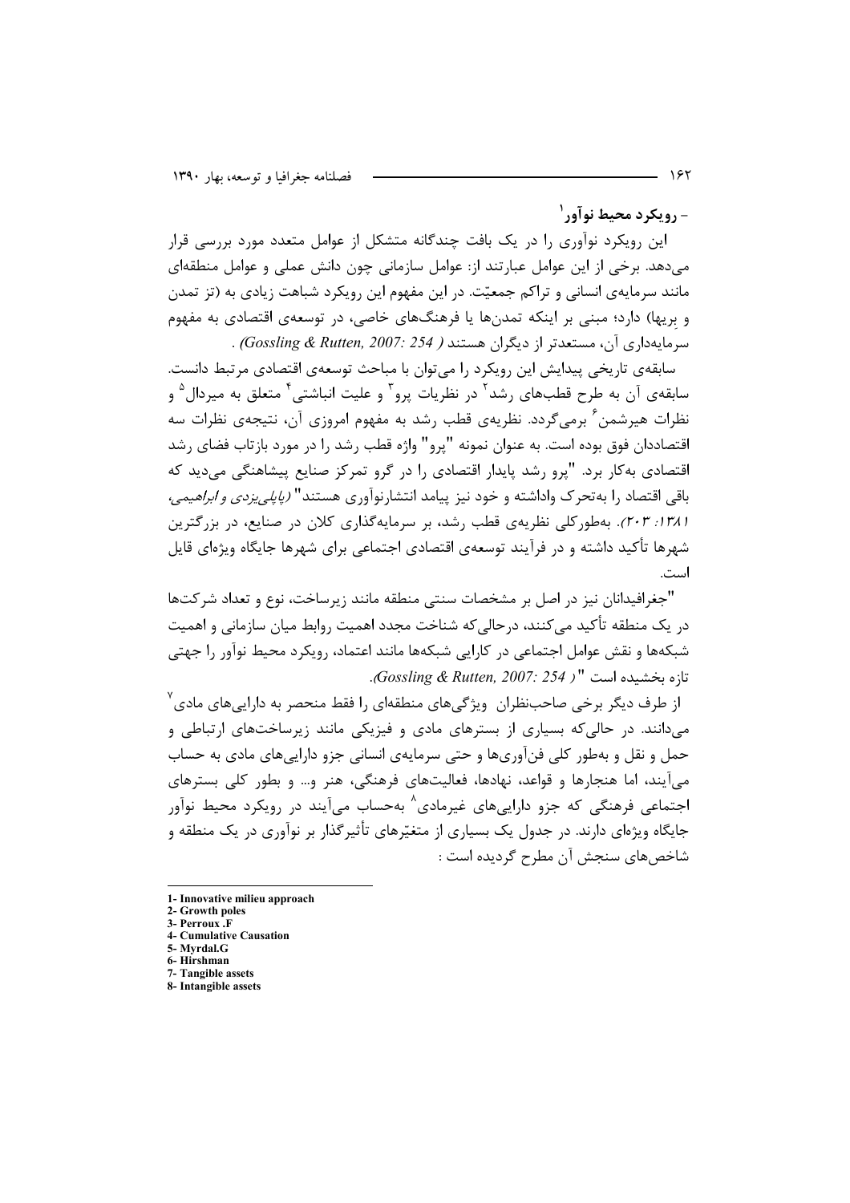## - رویکرد محیط نوآور[1]

این رویکرد نوآوری را در یک بافت چندگانه متشکل از عوامل متعدد مورد بررسی قرار می‌دهد. برخی از این عوامل عبارتند از: عوامل سازمانی چون دانش عملی و عوامل منطقه‌ای مانند سرمایه‌ی انسانی و تراکم جمعیّت. در این مفهوم این رویکرد شباهت زیادی به (تز تمدن و بربها) دارد؛ مبنی بر اینکه تمدن‌ها یا فرهنگ‌های خاصی، در توسعه‌ی اقتصادی به مفهوم سرمایه‌داری آن، مستعدتر از دیگران هستند (Gossling & Rutten, 2007: 254) .

سابقه‌ی تاریخی پیدایش این رویکرد را می‌توان با مباحث توسعه‌ی اقتصادی مرتبط دانست. سابقه‌ی آن به طرح قطب‌های رشد[2] در نظریات پرو[3] و علیت انباشتی[4] متعلق به میردال[5] و نظرات هیرشمن[6] برمی‌گردد. نظریه‌ی قطب رشد به مفهوم امروزی آن، نتیجه‌ی نظرات سه اقتصاددان فوق بوده است. به عنوان نمونه "پرو" واژه قطب رشد را در مورد بازتاب فضای رشد اقتصادی به‌کار برد. "پرو رشد پایدار اقتصادی را در گرو تمرکز صنایع پیشاهنگی می‌دید که باقی اقتصاد را به‌تحرک واداشته و خود نیز پیامد انتشارنوآوری هستند" (*پاپلی‌یزدی و ابراهیمی، ۱۳۸۱: ۲۰۳*). به‌طورکلی نظریه‌ی قطب رشد، بر سرمایه‌گذاری کلان در صنایع، در بزرگترین شهرها تأکید داشته و در فرآیند توسعه‌ی اقتصادی اجتماعی برای شهرها جایگاه ویژه‌ای قایل است.

"جغرافیدانان نیز در اصل بر مشخصات سنتی منطقه مانند زیرساخت، نوع و تعداد شرکت‌ها در یک منطقه تأکید می‌کنند، درحالی‌که شناخت مجدد اهمیت روابط میان سازمانی و اهمیت شبکه‌ها و نقش عوامل اجتماعی در کارایی شبکه‌ها مانند اعتماد، رویکرد محیط نوآور را جهتی تازه بخشیده است " (Gossling & Rutten, 2007: 254).

از طرف دیگر برخی صاحب‌نظران ویژگی‌های منطقه‌ای را فقط منحصر به دارایی‌های مادی[7] می‌دانند. در حالی‌که بسیاری از بسترهای مادی و فیزیکی مانند زیرساخت‌های ارتباطی و حمل و نقل و به‌طور کلی فن‌آوری‌ها و حتی سرمایه‌ی انسانی جزو دارایی‌های مادی به حساب می‌آیند، اما هنجارها و قواعد، نهادها، فعالیت‌های فرهنگی، هنر و... و بطور کلی بسترهای اجتماعی فرهنگی که جزو دارایی‌های غیرمادی[8] به‌حساب می‌آیند در رویکرد محیط نوآور جایگاه ویژه‌ای دارند. در جدول یک بسیاری از متغیّرهای تأثیرگذار بر نوآوری در یک منطقه و شاخص‌های سنجش آن مطرح گردیده است :

---

1- Innovative milieu approach
2- Growth poles
3- Perroux .F
4- Cumulative Causation
5- Myrdal.G
6- Hirshman
7- Tangible assets
8- Intangible assets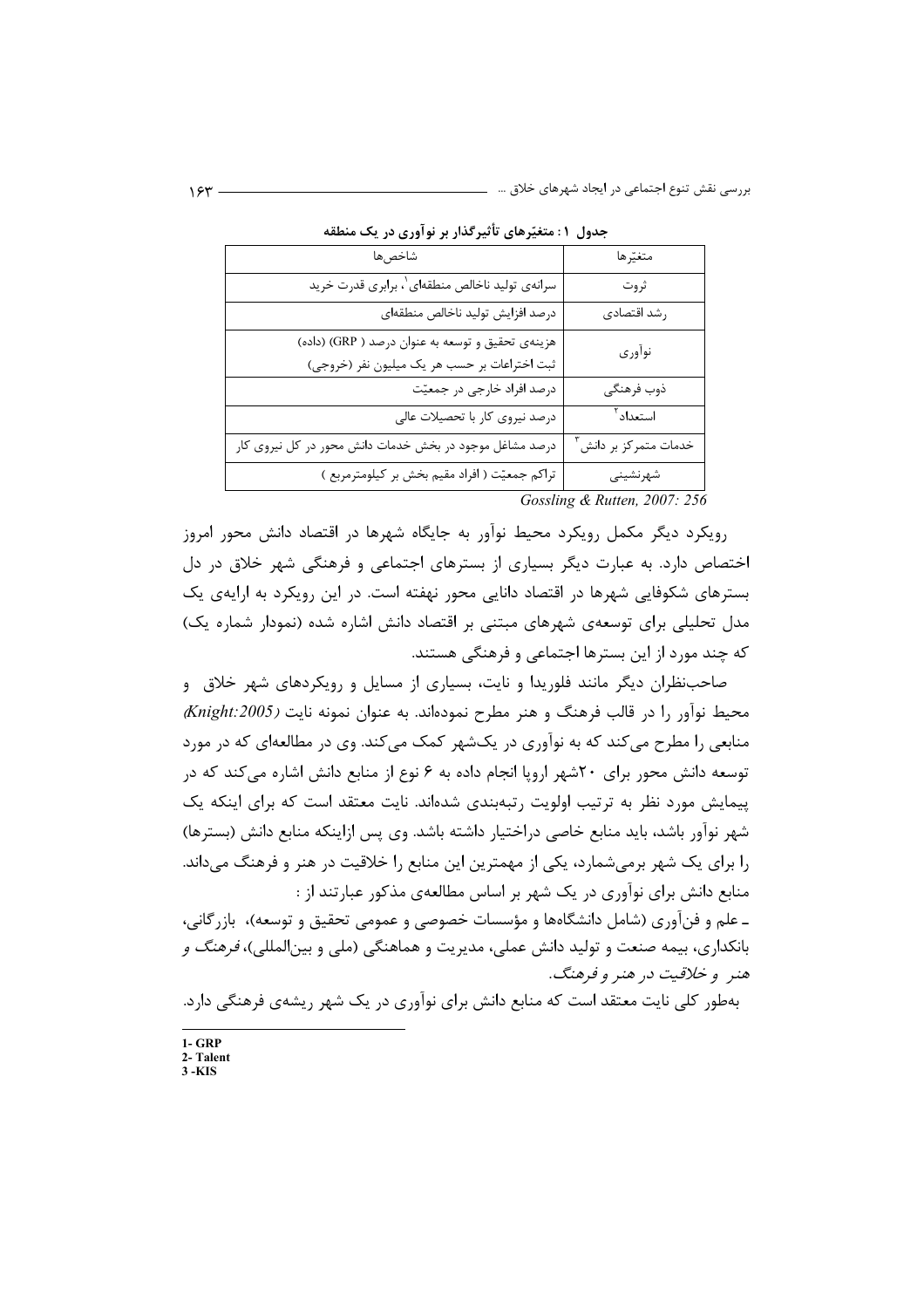**جدول ۱ : متغیّرهای تأثیرگذار بر نوآوری در یک منطقه**

| متغیّرها | شاخص‌ها |
|---|---|
| ثروت | سرانه‌ی تولید ناخالص منطقه‌ای[1]، برابری قدرت خرید |
| رشد اقتصادی | درصد افزایش تولید ناخالص منطقه‌ای |
| نوآوری | هزینه‌ی تحقیق و توسعه به عنوان درصد ( GRP) (داده)<br>ثبت اختراعات بر حسب هر یک میلیون نفر (خروجی) |
| ذوب فرهنگی | درصد افراد خارجی در جمعیّت |
| استعداد[2] | درصد نیروی کار با تحصیلات عالی |
| خدمات متمرکز بر دانش[3] | درصد مشاغل موجود در بخش خدمات دانش محور در کل نیروی کار |
| شهرنشینی | تراکم جمعیّت ( افراد مقیم بخش بر کیلومترمربع ) |

*Gossling & Rutten, 2007: 256*

رویکرد دیگر مکمل رویکرد محیط نوآور به جایگاه شهرها در اقتصاد دانش محور امروز اختصاص دارد. به عبارت دیگر بسیاری از بسترهای اجتماعی و فرهنگی شهر خلاق در دل بسترهای شکوفایی شهرها در اقتصاد دانایی محور نهفته است. در این رویکرد به ارایه‌ی یک مدل تحلیلی برای توسعه‌ی شهرهای مبتنی بر اقتصاد دانش اشاره شده (نمودار شماره یک) که چند مورد از این بسترها اجتماعی و فرهنگی هستند.

صاحب‌نظران دیگر مانند فلوریدا و نایت، بسیاری از مسایل و رویکردهای شهر خلاق و محیط نوآور را در قالب فرهنگ و هنر مطرح نموده‌اند. به عنوان نمونه نایت *(Knight:2005)* منابعی را مطرح می‌کند که به نوآوری در یک‌شهر کمک می‌کند. وی در مطالعه‌ای که در مورد توسعه دانش محور برای ۲۰شهر اروپا انجام داده به ۶ نوع از منابع دانش اشاره می‌کند که در پیمایش مورد نظر به ترتیب اولویت رتبه‌بندی شده‌اند. نایت معتقد است که برای اینکه یک شهر نوآور باشد، باید منابع خاصی دراختیار داشته باشد. وی پس ازاینکه منابع دانش (بسترها) را برای یک شهر برمی‌شمارد، یکی از مهمترین این منابع را خلاقیت در هنر و فرهنگ می‌داند. منابع دانش برای نوآوری در یک شهر بر اساس مطالعه‌ی مذکور عبارتند از :

ـ علم و فن‌آوری (شامل دانشگاه‌ها و مؤسسات خصوصی و عمومی تحقیق و توسعه)، بازرگانی، بانکداری، بیمه صنعت و تولید دانش عملی، مدیریت و هماهنگی (ملی و بین‌المللی)، *فرهنگ و هنر و خلاقیت در هنر و فرهنگ*.

به‌طور کلی نایت معتقد است که منابع دانش برای نوآوری در یک شهر ریشه‌ی فرهنگی دارد.

---

1- GRP
2- Talent
3 -KIS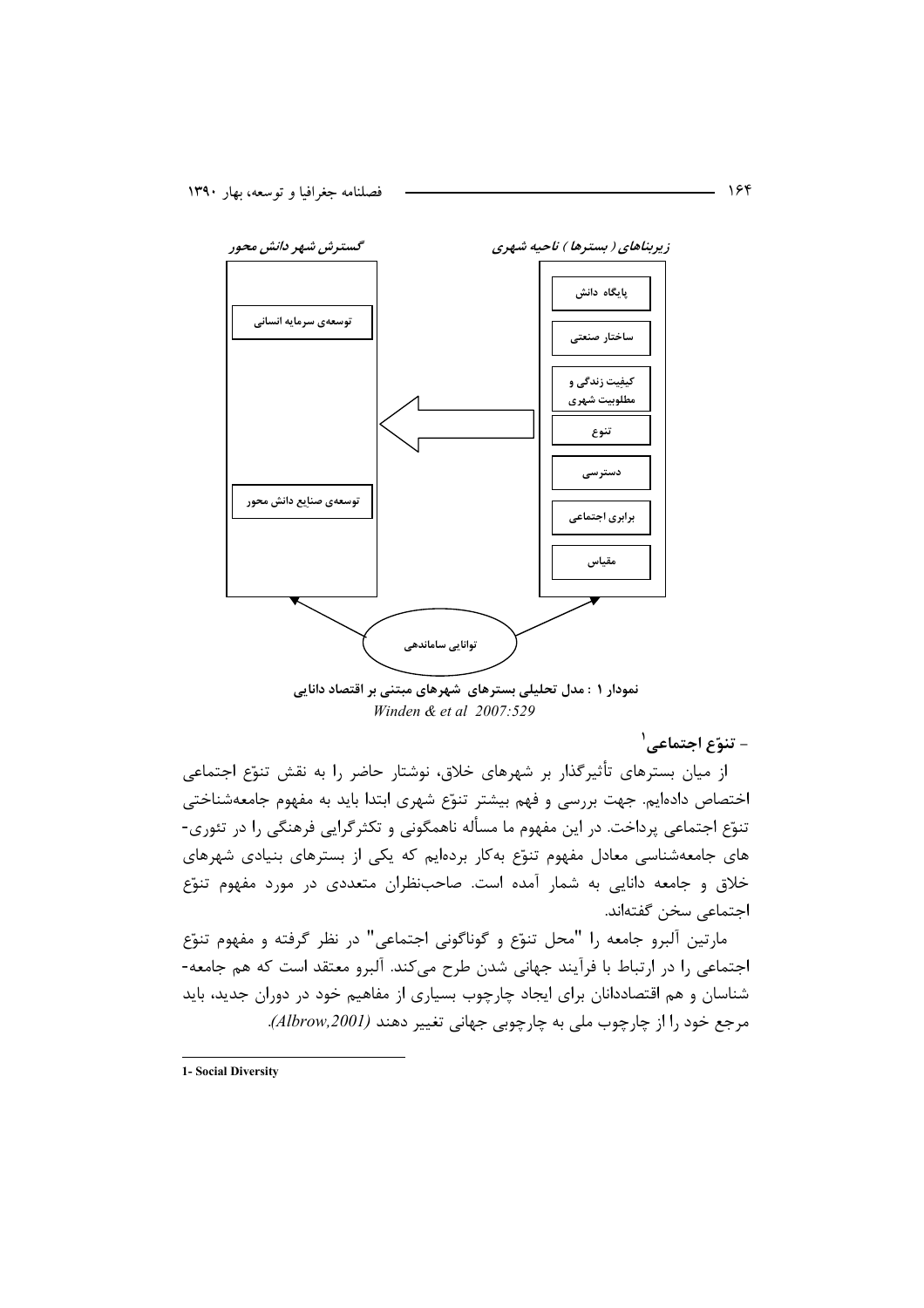زیربناهای ( بسترها ) ناحیه شهری

- پایگاه دانش
- ساختار صنعتی
- کیفیت زندگی و مطلوبیت شهری
- تنوع
- دسترسی
- برابری اجتماعی
- مقیاس

گسترش شهر دانش محور

- توسعه‌ی سرمایه انسانی
- توسعه‌ی صنایع دانش محور

توانایی ساماندهی

**نمودار ۱ : مدل تحلیلی بسترهای شهرهای مبتنی بر اقتصاد دانایی**

*Winden & et al 2007:529*

### - تنوّع اجتماعی[1]

از میان بسترهای تأثیرگذار بر شهرهای خلاق، نوشتار حاضر را به نقش تنوّع اجتماعی اختصاص داده‌ایم. جهت بررسی و فهم بیشتر تنوّع شهری ابتدا باید به مفهوم جامعه‌شناختی تنوّع اجتماعی پرداخت. در این مفهوم ما مسأله ناهمگونی و تکثرگرایی فرهنگی را در تئوری‌های جامعه‌شناسی معادل مفهوم تنوّع به‌کار برده‌ایم که یکی از بسترهای بنیادی شهرهای خلاق و جامعه دانایی به شمار آمده است. صاحب‌نظران متعددی در مورد مفهوم تنوّع اجتماعی سخن گفته‌اند.

مارتین آلبرو جامعه را "محل تنوّع و گوناگونی اجتماعی" در نظر گرفته و مفهوم تنوّع اجتماعی را در ارتباط با فرآیند جهانی شدن طرح می‌کند. آلبرو معتقد است که هم جامعه‌شناسان و هم اقتصاددانان برای ایجاد چارچوب بسیاری از مفاهیم خود در دوران جدید، باید مرجع خود را از چارچوب ملی به چارچوبی جهانی تغییر دهند *(Albrow,2001)*.

---

1- Social Diversity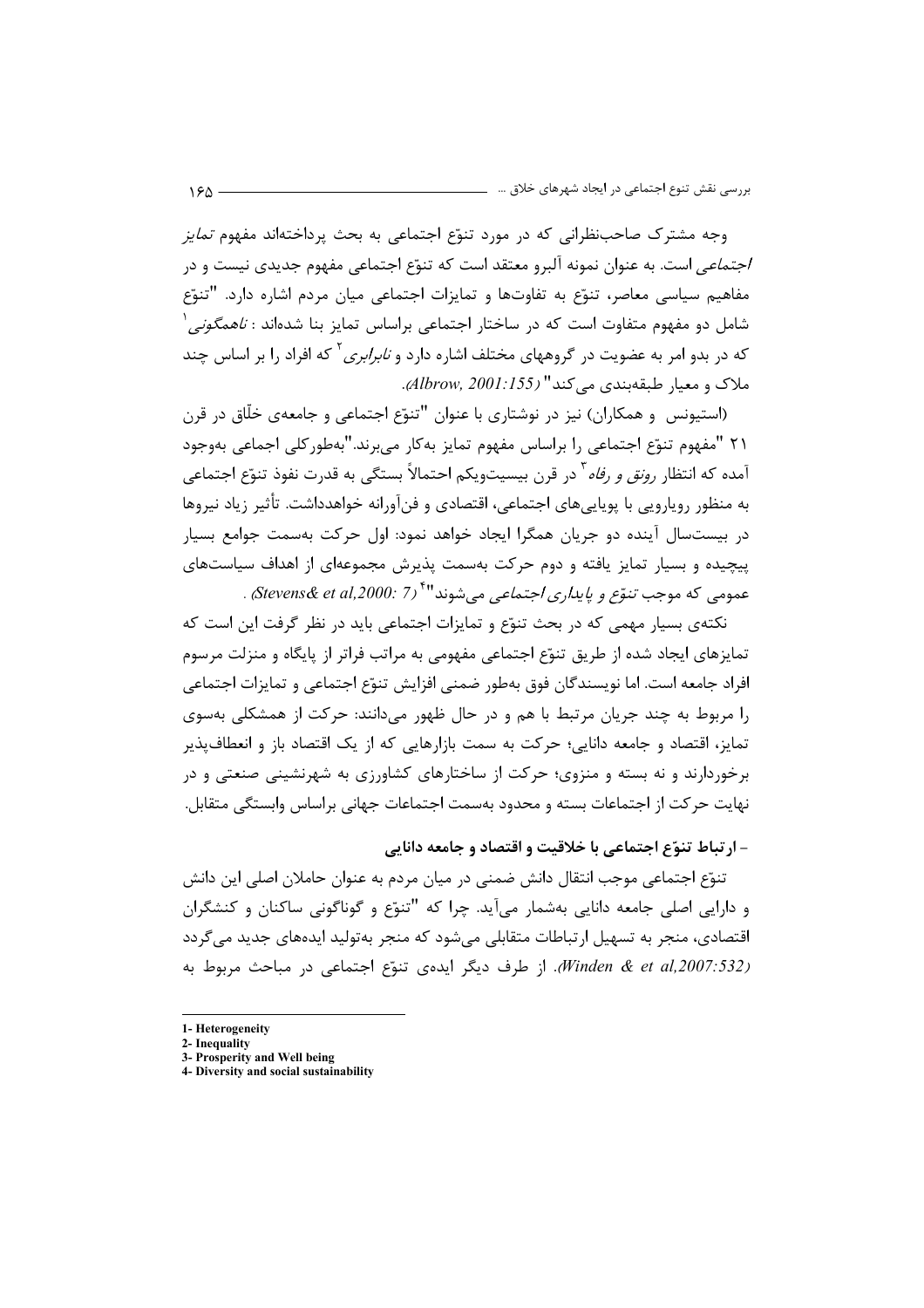وجه مشترک صاحب‌نظرانی که در مورد تنوّع اجتماعی به بحث پرداخته‌اند مفهوم *تمایز اجتماعی* است. به عنوان نمونه آلبرو معتقد است که تنوّع اجتماعی مفهوم جدیدی نیست و در مفاهیم سیاسی معاصر، تنوّع به تفاوت‌ها و تمایزات اجتماعی میان مردم اشاره دارد. "تنوّع شامل دو مفهوم متفاوت است که در ساختار اجتماعی براساس تمایز بنا شده‌اند : *ناهمگونی*[1] که در بدو امر به عضویت در گروههای مختلف اشاره دارد و *نابرابری*[2] که افراد را بر اساس چند ملاک و معیار طبقه‌بندی می‌کند" *(Albrow, 2001:155)*.

(استیونس و همکاران) نیز در نوشتاری با عنوان "تنوّع اجتماعی و جامعه‌ی خلّاق در قرن ۲۱ "مفهوم تنوّع اجتماعی را براساس مفهوم تمایز به‌کار می‌برند."به‌طورکلی اجماعی به‌وجود آمده که انتظار *رونق و رفاه*[3] در قرن بیسیت‌ویکم احتمالاً بستگی به قدرت نفوذ تنوّع اجتماعی به منظور رویارویی با پویایی‌های اجتماعی، اقتصادی و فن‌آورانه خواهدداشت. تأثیر زیاد نیروها در بیست‌سال آینده دو جریان همگرا ایجاد خواهد نمود: اول حرکت به‌سمت جوامع بسیار پیچیده و بسیار تمایز یافته و دوم حرکت به‌سمت پذیرش مجموعه‌ای از اهداف سیاست‌های عمومی که موجب *تنوّع و پایداری اجتماعی* می‌شوند"[4] *(Stevens& et al,2000: 7)* .

نکته‌ی بسیار مهمی که در بحث تنوّع و تمایزات اجتماعی باید در نظر گرفت این است که تمایزهای ایجاد شده از طریق تنوّع اجتماعی مفهومی به مراتب فراتر از پایگاه و منزلت مرسوم افراد جامعه است. اما نویسندگان فوق به‌طور ضمنی افزایش تنوّع اجتماعی و تمایزات اجتماعی را مربوط به چند جریان مرتبط با هم و در حال ظهور می‌دانند: حرکت از همشکلی به‌سوی تمایز، اقتصاد و جامعه دانایی؛ حرکت به سمت بازارهایی که از یک اقتصاد باز و انعطاف‌پذیر برخوردارند و نه بسته و منزوی؛ حرکت از ساختارهای کشاورزی به شهرنشینی صنعتی و در نهایت حرکت از اجتماعات بسته و محدود به‌سمت اجتماعات جهانی براساس وابستگی متقابل.

### - ارتباط تنوّع اجتماعی با خلاقیت و اقتصاد و جامعه دانایی

تنوّع اجتماعی موجب انتقال دانش ضمنی در میان مردم به عنوان حاملان اصلی این دانش و دارایی اصلی جامعه دانایی به‌شمار می‌آید. چرا که "تنوّع و گوناگونی ساکنان و کنشگران اقتصادی، منجر به تسهیل ارتباطات متقابلی می‌شود که منجر به‌تولید ایده‌های جدید می‌گردد *(Winden & et al,2007:532)*. از طرف دیگر ایده‌ی تنوّع اجتماعی در مباحث مربوط به

---

1- Heterogeneity
2- Inequality
3- Prosperity and Well being
4- Diversity and social sustainability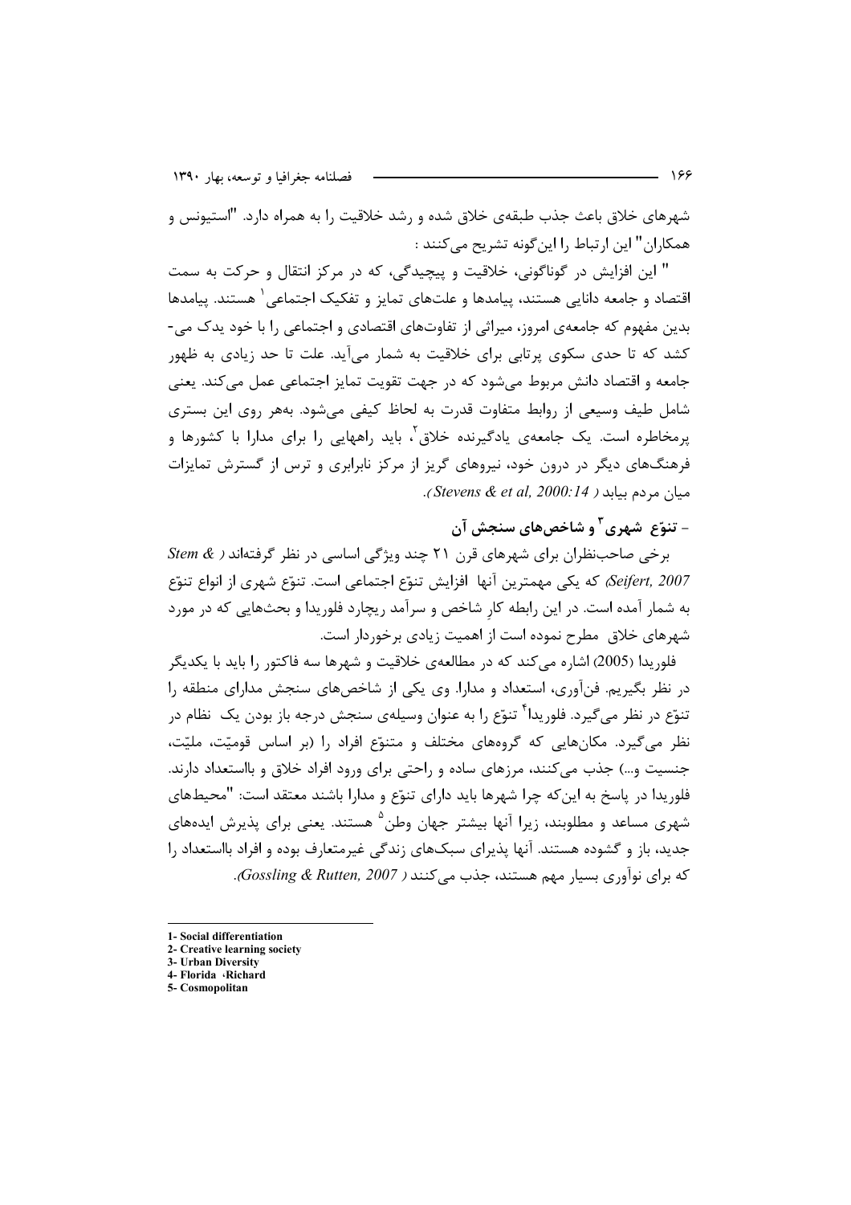شهرهای خلاق باعث جذب طبقه‌ی خلاق شده و رشد خلاقیت را به همراه دارد. "استیونس و همکاران" این ارتباط را این‌گونه تشریح می‌کنند :

" این افزایش در گوناگونی، خلاقیت و پیچیدگی، که در مرکز انتقال و حرکت به سمت اقتصاد و جامعه دانایی هستند، پیامدها و علت‌های تمایز و تفکیک اجتماعی[1] هستند. پیامدها بدین مفهوم که جامعه‌ی امروز، میراثی از تفاوت‌های اقتصادی و اجتماعی را با خود یدک می‌کشد که تا حدی سکوی پرتابی برای خلاقیت به شمار می‌آید. علت تا حد زیادی به ظهور جامعه و اقتصاد دانش مربوط می‌شود که در جهت تقویت تمایز اجتماعی عمل می‌کند. یعنی شامل طیف وسیعی از روابط متفاوت قدرت به لحاظ کیفی می‌شود. بههر روی این بستری پرمخاطره است. یک جامعه‌ی یادگیرنده خلاق[2]، باید راههایی را برای مدارا با کشورها و فرهنگ‌های دیگر در درون خود، نیروهای گریز از مرکز نابرابری و ترس از گسترش تمایزات میان مردم بیابد ( *Stevens & et al, 2000:14*).

## - تنوّع شهری[3] و شاخص‌های سنجش آن

برخی صاحب‌نظران برای شهرهای قرن ۲۱ چند ویژگی اساسی در نظر گرفته‌اند ( *Stem & Seifert, 2007*) که یکی مهمترین آنها افزایش تنوّع اجتماعی است. تنوّع شهری از انواع تنوّع به شمار آمده است. در این رابطه کارِ شاخص و سرآمد ریچارد فلوریدا و بحث‌هایی که در مورد شهرهای خلاق مطرح نموده است از اهمیت زیادی برخوردار است.

فلوریدا (2005) اشاره می‌کند که در مطالعه‌ی خلاقیت و شهرها سه فاکتور را باید با یکدیگر در نظر بگیریم. فن‌آوری، استعداد و مدارا. وی یکی از شاخص‌های سنجش مدارای منطقه را تنوّع در نظر می‌گیرد. فلوریدا[4] تنوّع را به عنوان وسیله‌ی سنجش درجه باز بودن یک نظام در نظر می‌گیرد. مکان‌هایی که گروه‌های مختلف و متنوّع افراد را (بر اساس قومیّت، ملیّت، جنسیت و...) جذب می‌کنند، مرزهای ساده و راحتی برای ورود افراد خلاق و بااستعداد دارند. فلوریدا در پاسخ به این‌که چرا شهرها باید دارای تنوّع و مدارا باشند معتقد است: "محیط‌های شهری مساعد و مطلوبند، زیرا آنها بیشتر جهان وطن[5] هستند. یعنی برای پذیرش ایده‌های جدید، باز و گشوده هستند. آنها پذیرای سبک‌های زندگی غیرمتعارف بوده و افراد بااستعداد را که برای نوآوری بسیار مهم هستند، جذب می‌کنند ( *Gossling & Rutten, 2007*).

---

1- Social differentiation
2- Creative learning society
3- Urban Diversity
4- Florida ،Richard
5- Cosmopolitan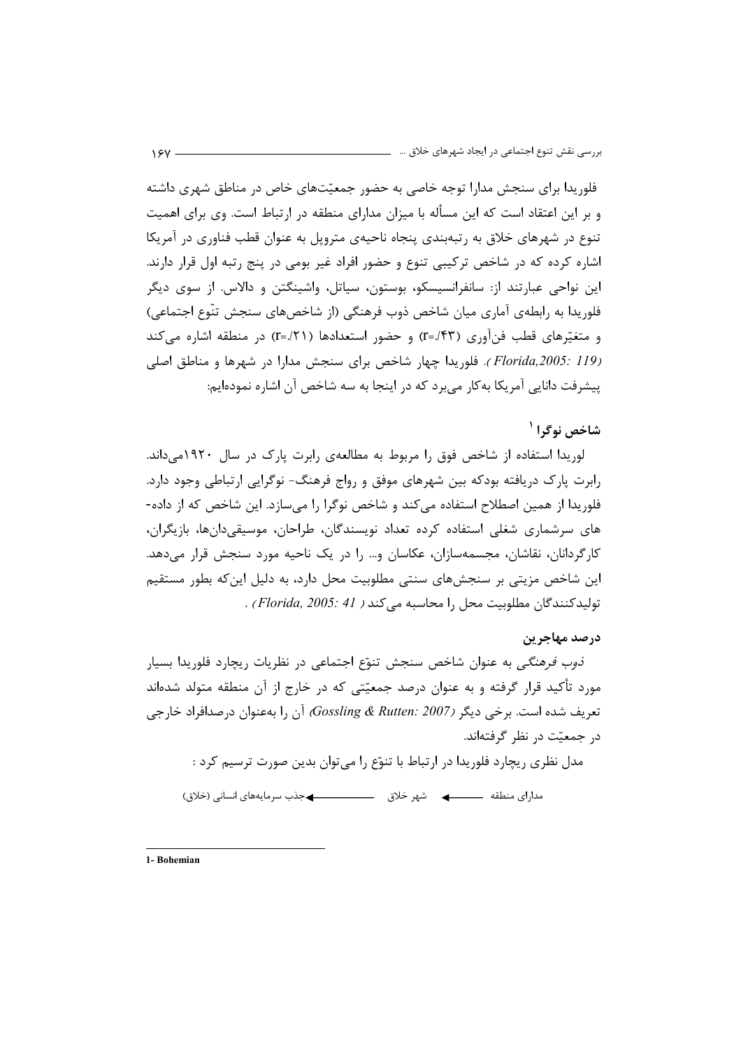فلوریدا برای سنجش مدارا توجه خاصی به حضور جمعیّت‌های خاص در مناطق شهری داشته و بر این اعتقاد است که این مسأله با میزان مدارای منطقه در ارتباط است. وی برای اهمیت تنوع در شهرهای خلاق به رتبه‌بندی پنجاه ناحیه‌ی متروپل به عنوان قطب فناوری در آمریکا اشاره کرده که در شاخص ترکیبی تنوع و حضور افراد غیر بومی در پنج رتبه اول قرار دارند. این نواحی عبارتند از: سانفرانسیسکو، بوستون، سیاتل، واشینگتن و دالاس. از سوی دیگر فلوریدا به رابطه‌ی آماری میان شاخص ذوب فرهنگی (از شاخص‌های سنجش تنّوع اجتماعی) و متغیّرهای قطب فن‌آوری (r=/۴۳) و حضور استعدادها (r=/۲۱) در منطقه اشاره می‌کند *(Florida,2005: 119)*. فلوریدا چهار شاخص برای سنجش مدارا در شهرها و مناطق اصلی پیشرفت دانایی آمریکا به‌کار می‌برد که در اینجا به سه شاخص آن اشاره نموده‌ایم:

### شاخص نوگرا [1]

لوریدا استفاده از شاخص فوق را مربوط به مطالعه‌ی رابرت پارک در سال ۱۹۲۰می‌داند. رابرت پارک دریافته بودکه بین شهرهای موفق و رواج فرهنگ- نوگرایی ارتباطی وجود دارد. فلوریدا از همین اصطلاح استفاده می‌کند و شاخص نوگرا را می‌سازد. این شاخص که از داده‌های سرشماری شغلی استفاده کرده تعداد نویسندگان، طراحان، موسیقی‌دان‌ها، بازیگران، کارگردانان، نقاشان، مجسمه‌سازان، عکاسان و... را در یک ناحیه مورد سنجش قرار می‌دهد. این شاخص مزیتی بر سنجش‌های سنتی مطلوبیت محل دارد، به دلیل این‌که بطور مستقیم تولیدکنندگان مطلوبیت محل را محاسبه می‌کند *(Florida, 2005: 41)* .

### درصد مهاجرین

*ذوب فرهنگی* به عنوان شاخص سنجش تنوّع اجتماعی در نظریات ریچارد فلوریدا بسیار مورد تأکید قرار گرفته و به عنوان درصد جمعیّتی که در خارج از آن منطقه متولد شده‌اند تعریف شده است. برخی دیگر *(Gossling & Rutten: 2007)* آن را به‌عنوان درصدافراد خارجی در جمعیّت در نظر گرفته‌اند.

مدل نظری ریچارد فلوریدا در ارتباط با تنوّع را می‌توان بدین صورت ترسیم کرد :

مدارای منطقه ← شهر خلاق ← جذب سرمایه‌های انسانی (خلاق)

---

1- Bohemian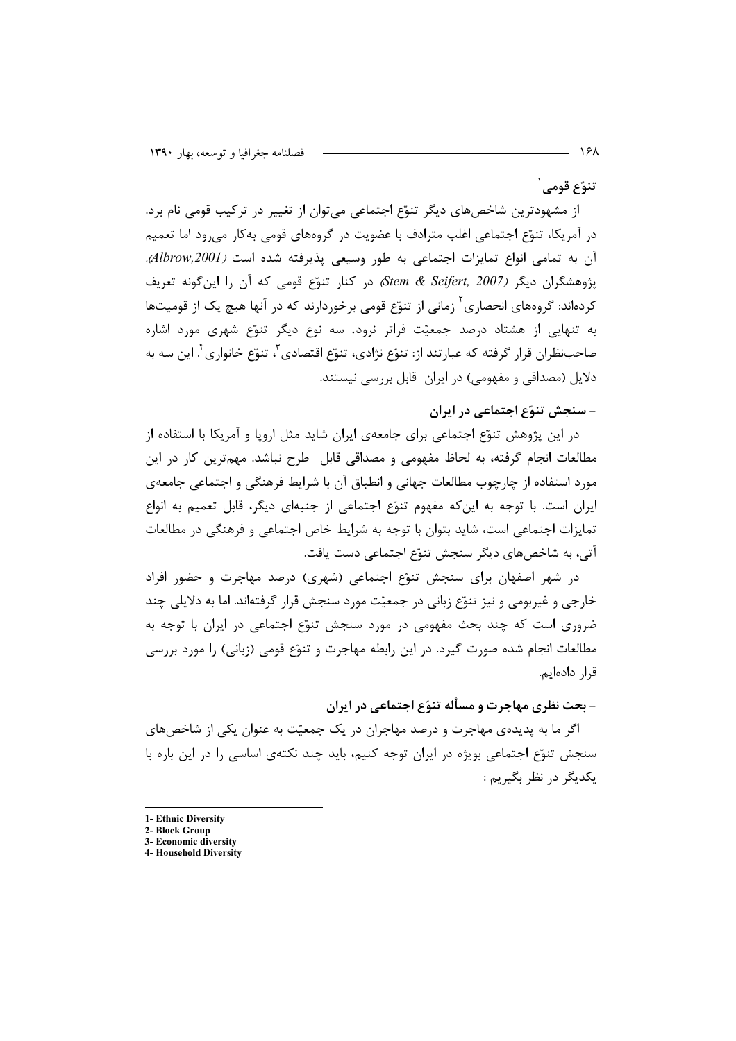### تنوّع قومی[1]

از مشهودترین شاخص‌های دیگر تنوّع اجتماعی می‌توان از تغییر در ترکیب قومی نام برد. در آمریکا، تنوّع اجتماعی اغلب مترادف با عضویت در گروه‌های قومی به‌کار می‌رود اما تعمیم آن به تمامی انواع تمایزات اجتماعی به طور وسیعی پذیرفته شده است *(Albrow,2001)*. پژوهشگران دیگر *(Stem & Seifert, 2007)* در کنار تنوّع قومی که آن را این‌گونه تعریف کرده‌اند: گروه‌های انحصاری[2] زمانی از تنوّع قومی برخوردارند که در آنها هیچ یک از قومیت‌ها به تنهایی از هشتاد درصد جمعیّت فراتر نرود. سه نوع دیگر تنوّع شهری مورد اشاره صاحب‌نظران قرار گرفته که عبارتند از: تنوّع نژادی، تنوّع اقتصادی[3]، تنوّع خانواری[4]. این سه به دلایل (مصداقی و مفهومی) در ایران قابل بررسی نیستند.

#### - سنجش تنوّع اجتماعی در ایران

در این پژوهش تنوّع اجتماعی برای جامعه‌ی ایران شاید مثل اروپا و آمریکا با استفاده از مطالعات انجام گرفته، به لحاظ مفهومی و مصداقی قابل طرح نباشد. مهم‌ترین کار در این مورد استفاده از چارچوب مطالعات جهانی و انطباق آن با شرایط فرهنگی و اجتماعی جامعه‌ی ایران است. با توجه به این‌که مفهوم تنوّع اجتماعی از جنبه‌ای دیگر، قابل تعمیم به انواع تمایزات اجتماعی است، شاید بتوان با توجه به شرایط خاص اجتماعی و فرهنگی در مطالعات آتی، به شاخص‌های دیگر سنجش تنوّع اجتماعی دست یافت.

در شهر اصفهان برای سنجش تنوّع اجتماعی (شهری) درصد مهاجرت و حضور افراد خارجی و غیربومی و نیز تنوّع زبانی در جمعیّت مورد سنجش قرار گرفته‌اند. اما به دلایلی چند ضروری است که چند بحث مفهومی در مورد سنجش تنوّع اجتماعی در ایران با توجه به مطالعات انجام شده صورت گیرد. در این رابطه مهاجرت و تنوّع قومی (زبانی) را مورد بررسی قرار داده‌ایم.

#### - بحث نظری مهاجرت و مسأله تنوّع اجتماعی در ایران

اگر ما به پدیده‌ی مهاجرت و درصد مهاجران در یک جمعیّت به عنوان یکی از شاخص‌های سنجش تنوّع اجتماعی بویژه در ایران توجه کنیم، باید چند نکته‌ی اساسی را در این باره با یکدیگر در نظر بگیریم :

---

1- Ethnic Diversity
2- Block Group
3- Economic diversity
4- Household Diversity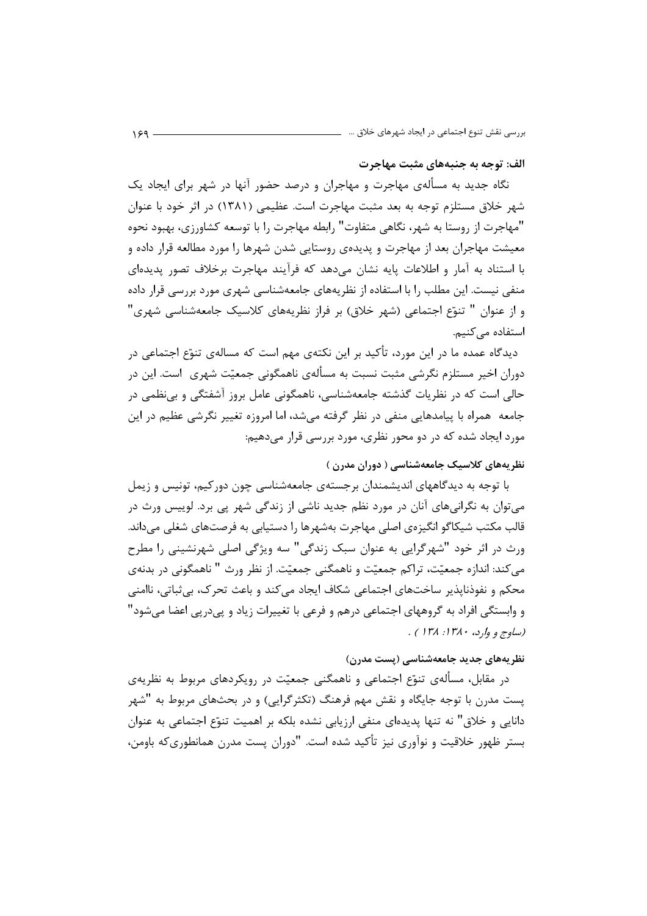### الف: توجه به جنبه‌های مثبت مهاجرت

نگاه جدید به مسأله‌ی مهاجرت و مهاجران و درصد حضور آنها در شهر برای ایجاد یک شهر خلاق مستلزم توجه به بعد مثبت مهاجرت است. عظیمی (۱۳۸۱) در اثر خود با عنوان "مهاجرت از روستا به شهر، نگاهی متفاوت" رابطه مهاجرت را با توسعه کشاورزی، بهبود نحوه معیشت مهاجران بعد از مهاجرت و پدیده‌ی روستایی شدن شهرها را مورد مطالعه قرار داده و با استناد به آمار و اطلاعات پایه نشان می‌دهد که فرآیند مهاجرت برخلاف تصور پدیده‌ای منفی نیست. این مطلب را با استفاده از نظریه‌های جامعه‌شناسی شهری مورد بررسی قرار داده و از عنوان " تنوّع اجتماعی (شهر خلاق) بر فراز نظریه‌های کلاسیک جامعه‌شناسی شهری" استفاده می‌کنیم.

دیدگاه عمده ما در این مورد، تأکید بر این نکته‌ی مهم است که مساله‌ی تنوّع اجتماعی در دوران اخیر مستلزم نگرشی مثبت نسبت به مسأله‌ی ناهمگونی جمعیّت شهری است. این در حالی است که در نظریات گذشته جامعه‌شناسی، ناهمگونی عامل بروز آشفتگی و بی‌نظمی در جامعه همراه با پیامدهایی منفی در نظر گرفته می‌شد، اما امروزه تغییر نگرشی عظیم در این مورد ایجاد شده که در دو محور نظری، مورد بررسی قرار می‌دهیم:

#### نظریه‌های کلاسیک جامعه‌شناسی ( دوران مدرن )

با توجه به دیدگاههای اندیشمندان برجسته‌ی جامعه‌شناسی چون دورکیم، تونیس و زیمل می‌توان به نگرانی‌های آنان در مورد نظم جدید ناشی از زندگی شهر پی برد. لوییس ورث در قالب مکتب شیکاگو انگیزه‌ی اصلی مهاجرت به‌شهرها را دستیابی به فرصت‌های شغلی می‌داند. ورث در اثر خود "شهرگرایی به عنوان سبک زندگی" سه ویژگی اصلی شهرنشینی را مطرح می‌کند: اندازه جمعیّت، تراکم جمعیّت و ناهمگنی جمعیّت. از نظر ورث " ناهمگونی در بدنه‌ی محکم و نفوذناپذیر ساخت‌های اجتماعی شکاف ایجاد می‌کند و باعث تحرک، بی‌ثباتی، ناامنی و وابستگی افراد به گروههای اجتماعی درهم و فرعی با تغییرات زیاد و پی‌درپی اعضا می‌شود" *(ساوج و وارد، ۱۳۸۰: ۱۳۸ )* .

#### نظریه‌های جدید جامعه‌شناسی (پست مدرن)

در مقابل، مسأله‌ی تنوّع اجتماعی و ناهمگنی جمعیّت در رویکردهای مربوط به نظریه‌ی پست مدرن با توجه جایگاه و نقش مهم فرهنگ (تکثرگرایی) و در بحث‌های مربوط به "شهر دانایی و خلاق" نه تنها پدیده‌ای منفی ارزیابی نشده بلکه بر اهمیت تنوّع اجتماعی به عنوان بستر ظهور خلاقیت و نوآوری نیز تأکید شده است. "دوران پست مدرن همانطوری‌که باومن،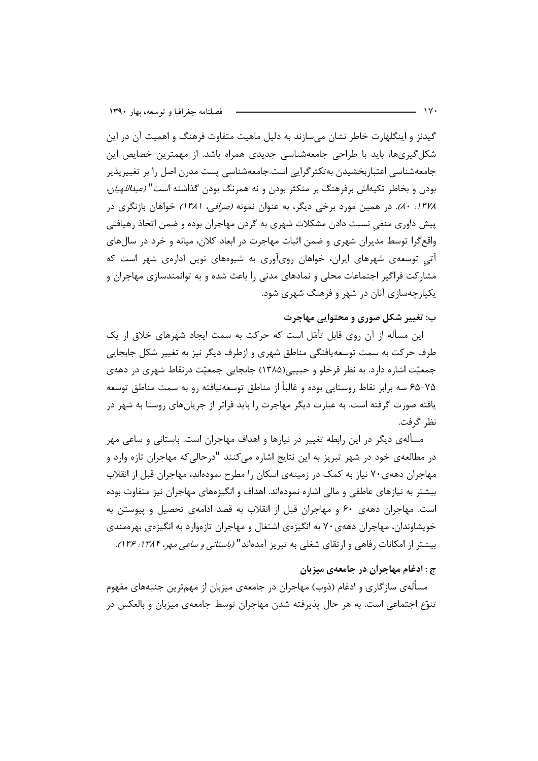گیدنز و اینگلهارت خاطر نشان می‌سازند به دلیل ماهیت متفاوت فرهنگ و اهمیت آن در این شکل‌گیری‌ها، باید با طراحی جامعه‌شناسی جدیدی همراه باشد. از مهمترین خصایص این جامعه‌شناسی اعتباربخشیدن به‌تکثرگرایی است.جامعه‌شناسی پست مدرن اصل را بر تغییرپذیر بودن و بخاطر تکیه‌اش برفرهنگ بر متکثر بودن و نه همرنگ بودن گذاشته است" *(عبداللهیان، ۱۳۷۸: ۸۰)*. در همین مورد برخی دیگر، به عنوان نمونه *(صرافی، ۱۳۸۱)* خواهان بازنگری در پیش داوری منفیِ نسبت دادن مشکلات شهری به گردن مهاجران بوده و ضمن اتخاذ رهیافتی واقع‌گرا توسط مدیران شهری و ضمن اثبات مهاجرت در ابعاد کلان، میانه و خرد در سال‌های آتیِ توسعه‌ی شهرهای ایران، خواهان روی‌آوری به شیوه‌های نوین اداره‌ی شهر است که مشارکت فراگیر اجتماعات محلی و نمادهای مدنی را باعث شده و به توانمندسازی مهاجران و یکپارچه‌سازی آنان در شهر و فرهنگ شهری شود.

### ب: تغییر شکل صوری و محتوایی مهاجرت

این مسأله از آن روی قابل تأمّل است که حرکت به سمت ایجاد شهرهای خلاق از یک طرف حرکت به سمت توسعه‌یافتگی مناطق شهری و ازطرف دیگر نیز به تغییر شکل جابجایی جمعیّت اشاره دارد. به نظر قرخلو و حبیبی(۱۳۸۵) جابجایی جمعیّت درنقاط شهری در دهه‌ی ۷۵-۶۵ سه برابر نقاط روستایی بوده و غالباً از مناطق توسعه‌نیافته رو به سمت مناطق توسعه یافته صورت گرفته است. به عبارت دیگر مهاجرت را باید فراتر از جریان‌های روستا به شهر در نظر گرفت.

مسأله‌ی دیگر در این رابطه تغییر در نیازها و اهداف مهاجران است. باستانی و ساعی مهر در مطالعه‌ی خود در شهر تبریز به این نتایج اشاره می‌کنند "درحالی‌که مهاجران تازه وارد و مهاجران دهه‌ی ۷۰ نیاز به کمک در زمینه‌ی اسکان را مطرح نموده‌اند، مهاجران قبل از انقلاب بیشتر به نیازهای عاطفی و مالی اشاره نموده‌اند. اهداف و انگیزه‌های مهاجران نیز متفاوت بوده است. مهاجران دهه‌ی ۶۰ و مهاجران قبل از انقلاب به قصد ادامه‌ی تحصیل و پیوستن به خویشاوندان، مهاجران دهه‌ی ۷۰ به انگیزه‌ی اشتغال و مهاجران تازه‌وارد به انگیزه‌ی بهره‌مندی بیشتر از امکانات رفاهی و ارتقای شغلی به تبریز آمده‌اند" *(باستانی و ساعی مهر، ۱۳۸۴: ۱۳۶)*.

### ج : ادغام مهاجران در جامعه‌ی میزبان

مسأله‌ی سازگاری و ادغام (ذوب) مهاجران در جامعه‌ی میزبان از مهم‌ترین جنبه‌های مفهوم تنوّع اجتماعی است. به هر حال پذیرفته شدن مهاجران توسط جامعه‌ی میزبان و بالعکس در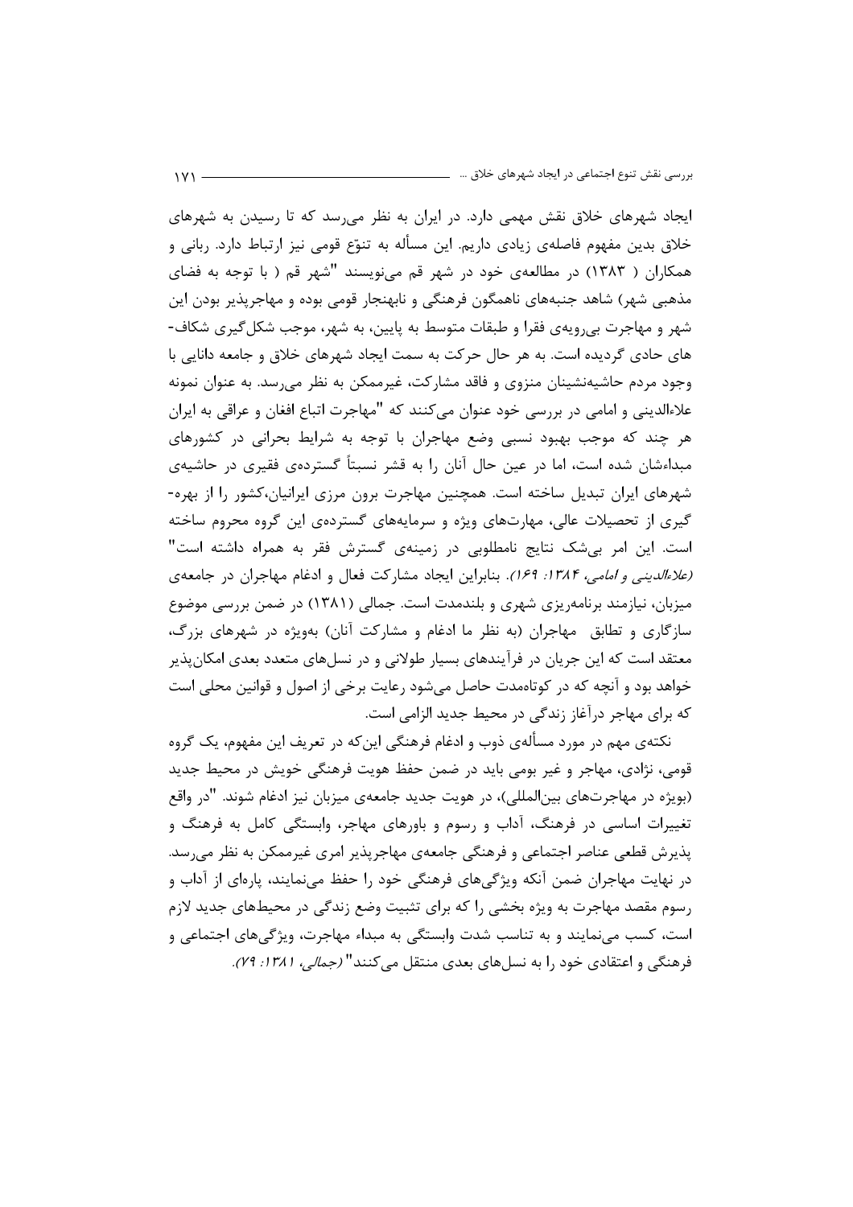ایجاد شهرهای خلاق نقش مهمی دارد. در ایران به نظر می‌رسد که تا رسیدن به شهرهای خلاق بدین مفهوم فاصله‌ی زیادی داریم. این مسأله به تنوّع قومی نیز ارتباط دارد. ربانی و همکاران ( ۱۳۸۳) در مطالعه‌ی خود در شهر قم می‌نویسند "شهر قم ( با توجه به فضای مذهبی شهر) شاهد جنبه‌های ناهمگون فرهنگی و نابهنجار قومی بوده و مهاجرپذیر بودن این شهر و مهاجرت بی‌رویه‌ی فقرا و طبقات متوسط به پایین، به شهر، موجب شکل‌گیری شکاف-های حادی گردیده است. به هر حال حرکت به سمت ایجاد شهرهای خلاق و جامعه دانایی با وجود مردم حاشیه‌نشینان منزوی و فاقد مشارکت، غیرممکن به نظر می‌رسد. به عنوان نمونه علاءالدینی و امامی در بررسی خود عنوان می‌کنند که "مهاجرت اتباع افغان و عراقی به ایران هر چند که موجب بهبود نسبی وضع مهاجران با توجه به شرایط بحرانی در کشورهای مبداءشان شده است، اما در عین حال آنان را به قشر نسبتاً گسترده‌ی فقیری در حاشیه‌ی شهرهای ایران تبدیل ساخته است. همچنین مهاجرت برون مرزی ایرانیان،کشور را از بهره-گیری از تحصیلات عالی، مهارت‌های ویژه و سرمایه‌های گسترده‌ی این گروه محروم ساخته است. این امر بی‌شک نتایج نامطلوبی در زمینه‌ی گسترش فقر به همراه داشته است" *(علاءالدینی و امامی، ۱۳۸۴: ۱۶۹)*. بنابراین ایجاد مشارکت فعال و ادغام مهاجران در جامعه‌ی میزبان، نیازمند برنامه‌ریزی شهری و بلندمدت است. جمالی (۱۳۸۱) در ضمن بررسی موضوع سازگاری و تطابق مهاجران (به نظر ما ادغام و مشارکت آنان) به‌ویژه در شهرهای بزرگ، معتقد است که این جریان در فرآیندهای بسیار طولانی و در نسل‌های متعدد بعدی امکان‌پذیر خواهد بود و آنچه که در کوتاه‌مدت حاصل می‌شود رعایت برخی از اصول و قوانین محلی است که برای مهاجر درآغاز زندگی در محیط جدید الزامی است.

نکته‌ی مهم در مورد مسأله‌ی ذوب و ادغام فرهنگی این‌که در تعریف این مفهوم، یک گروه قومی، نژادی، مهاجر و غیر بومی باید در ضمن حفظ هویت فرهنگی خویش در محیط جدید (بویژه در مهاجرت‌های بین‌المللی)، در هویت جدید جامعه‌ی میزبان نیز ادغام شوند. "در واقع تغییرات اساسی در فرهنگ، آداب و رسوم و باورهای مهاجر، وابستگی کامل به فرهنگ و پذیرش قطعی عناصر اجتماعی و فرهنگی جامعه‌ی مهاجرپذیر امری غیرممکن به نظر می‌رسد. در نهایت مهاجران ضمن آنکه ویژگی‌های فرهنگی خود را حفظ می‌نمایند، پاره‌ای از آداب و رسوم مقصد مهاجرت به ویژه بخشی را که برای تثبیت وضع زندگی در محیط‌های جدید لازم است، کسب می‌نمایند و به تناسب شدت وابستگی به مبداء مهاجرت، ویژگی‌های اجتماعی و فرهنگی و اعتقادی خود را به نسل‌های بعدی منتقل می‌کنند" *(جمالی، ۱۳۸۱: ۷۹)*.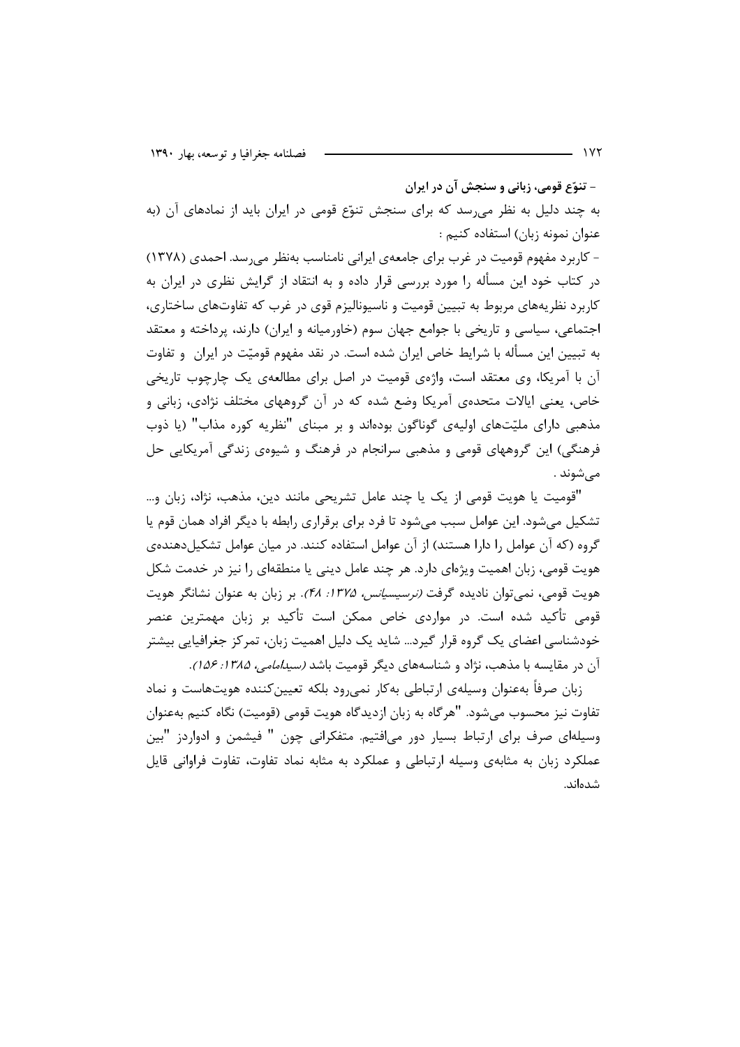**- تنوّع قومی، زبانی و سنجش آن در ایران**

به چند دلیل به نظر می‌رسد که برای سنجش تنوّع قومی در ایران باید از نمادهای آن (به عنوان نمونه زبان) استفاده کنیم :

- کاربرد مفهوم قومیت در غرب برای جامعه‌ی ایرانی نامناسب به‌نظر می‌رسد. احمدی (۱۳۷۸) در کتاب خود این مسأله را مورد بررسی قرار داده و به انتقاد از گرایش نظری در ایران به کاربرد نظریه‌های مربوط به تبیین قومیت و ناسیونالیزم قوی در غرب که تفاوت‌های ساختاری، اجتماعی، سیاسی و تاریخی با جوامع جهان سوم (خاورمیانه و ایران) دارند، پرداخته و معتقد به تبیین این مسأله با شرایط خاص ایران شده است. در نقد مفهوم قومیّت در ایران و تفاوت آن با آمریکا، وی معتقد است، واژه‌ی قومیت در اصل برای مطالعه‌ی یک چارچوب تاریخی خاص، یعنی ایالات متحده‌ی آمریکا وضع شده که در آن گروههای مختلف نژادی، زبانی و مذهبی دارای ملیّت‌های اولیه‌ی گوناگون بوده‌اند و بر مبنای "نظریه کوره مذاب" (یا ذوب فرهنگی) این گروههای قومی و مذهبی سرانجام در فرهنگ و شیوه‌ی زندگی آمریکایی حل می‌شوند .

"قومیت یا هویت قومی از یک یا چند عامل تشریحی مانند دین، مذهب، نژاد، زبان و... تشکیل می‌شود. این عوامل سبب می‌شود تا فرد برای برقراری رابطه با دیگر افراد همان قوم یا گروه (که آن عوامل را دارا هستند) از آن عوامل استفاده کنند. در میان عوامل تشکیل‌دهنده‌ی هویت قومی، زبان اهمیت ویژه‌ای دارد. هر چند عامل دینی یا منطقه‌ای را نیز در خدمت شکل هویت قومی، نمی‌توان نادیده گرفت *(نرسیسیانس، ۱۳۷۵: ۴۸)*. بر زبان به عنوان نشانگر هویت قومی تأکید شده است. در مواردی خاص ممکن است تأکید بر زبان مهمترین عنصر خودشناسی اعضای یک گروه قرار گیرد... شاید یک دلیل اهمیت زبان، تمرکز جغرافیایی بیشتر آن در مقایسه با مذهب، نژاد و شناسه‌های دیگر قومیت باشد *(سیدامامی، ۱۳۸۵: ۱۵۶)*.

زبان صرفاً به‌عنوان وسیله‌ی ارتباطی به‌کار نمی‌رود بلکه تعیین‌کننده هویت‌هاست و نماد تفاوت نیز محسوب می‌شود. "هرگاه به زبان ازدیدگاه هویت قومی (قومیت) نگاه کنیم به‌عنوان وسیله‌ای صرف برای ارتباط بسیار دور می‌افتیم. متفکرانی چون " فیشمن و ادواردز "بین عملکرد زبان به مثابه‌ی وسیله ارتباطی و عملکرد به مثابه نماد تفاوت، تفاوت فراوانی قایل شده‌اند.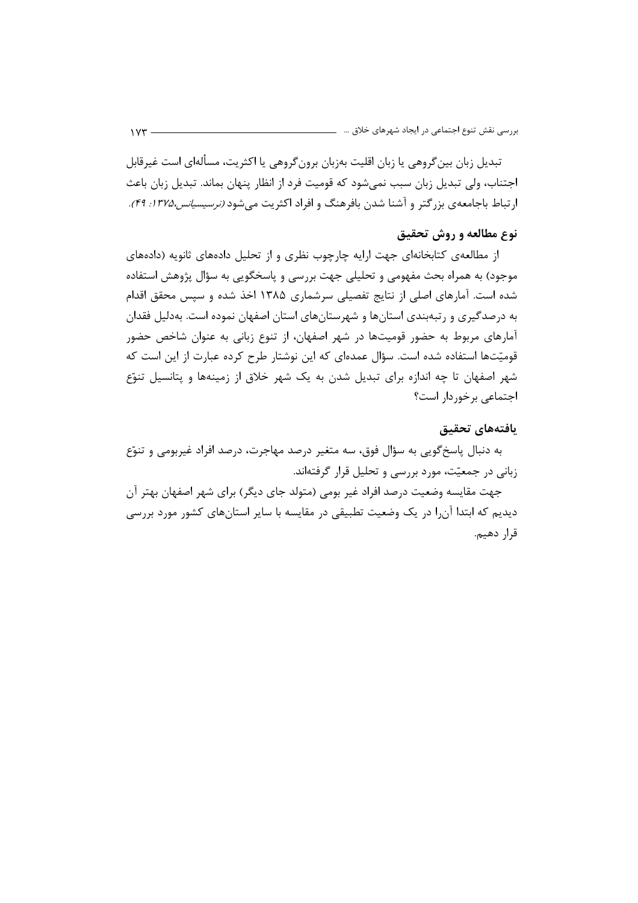تبدیل زبان بین‌گروهی یا زبان اقلیت به‌زبان برون‌گروهی یا اکثریت، مسأله‌ای است غیرقابل اجتناب، ولی تبدیل زبان سبب نمی‌شود که قومیت فرد از انظار پنهان بماند. تبدیل زبان باعث ارتباط باجامعه‌ی بزرگتر و آشنا شدن بافرهنگ و افراد اکثریت می‌شود *(نرسیسیانس،۱۳۷۵: ۴۹)*.

## نوع مطالعه و روش تحقیق

از مطالعه‌ی کتابخانه‌ای جهت ارایه چارچوب نظری و از تحلیل داده‌های ثانویه (داده‌های موجود) به همراه بحث مفهومی و تحلیلی جهت بررسی و پاسخگویی به سؤال پژوهش استفاده شده است. آمارهای اصلی از نتایج تفصیلی سرشماری ۱۳۸۵ اخذ شده و سپس محقق اقدام به درصدگیری و رتبه‌بندی استان‌ها و شهرستان‌های استان اصفهان نموده است. به‌دلیل فقدان آمارهای مربوط به حضور قومیت‌ها در شهر اصفهان، از تنوع زبانی به عنوان شاخص حضور قومیّت‌ها استفاده شده است. سؤال عمده‌ای که این نوشتار طرح کرده عبارت از این است که شهر اصفهان تا چه اندازه برای تبدیل شدن به یک شهر خلاق از زمینه‌ها و پتانسیل تنوّع اجتماعی برخوردار است؟

## یافته‌های تحقیق

به دنبال پاسخ‌گویی به سؤال فوق، سه متغیر درصد مهاجرت، درصد افراد غیربومی و تنوّع زبانی در جمعیّت، مورد بررسی و تحلیل قرار گرفته‌اند.

جهت مقایسه وضعیت درصد افراد غیر بومی (متولد جای دیگر) برای شهر اصفهان بهتر آن دیدیم که ابتدا آن‌را در یک وضعیت تطبیقی در مقایسه با سایر استان‌های کشور مورد بررسی قرار دهیم.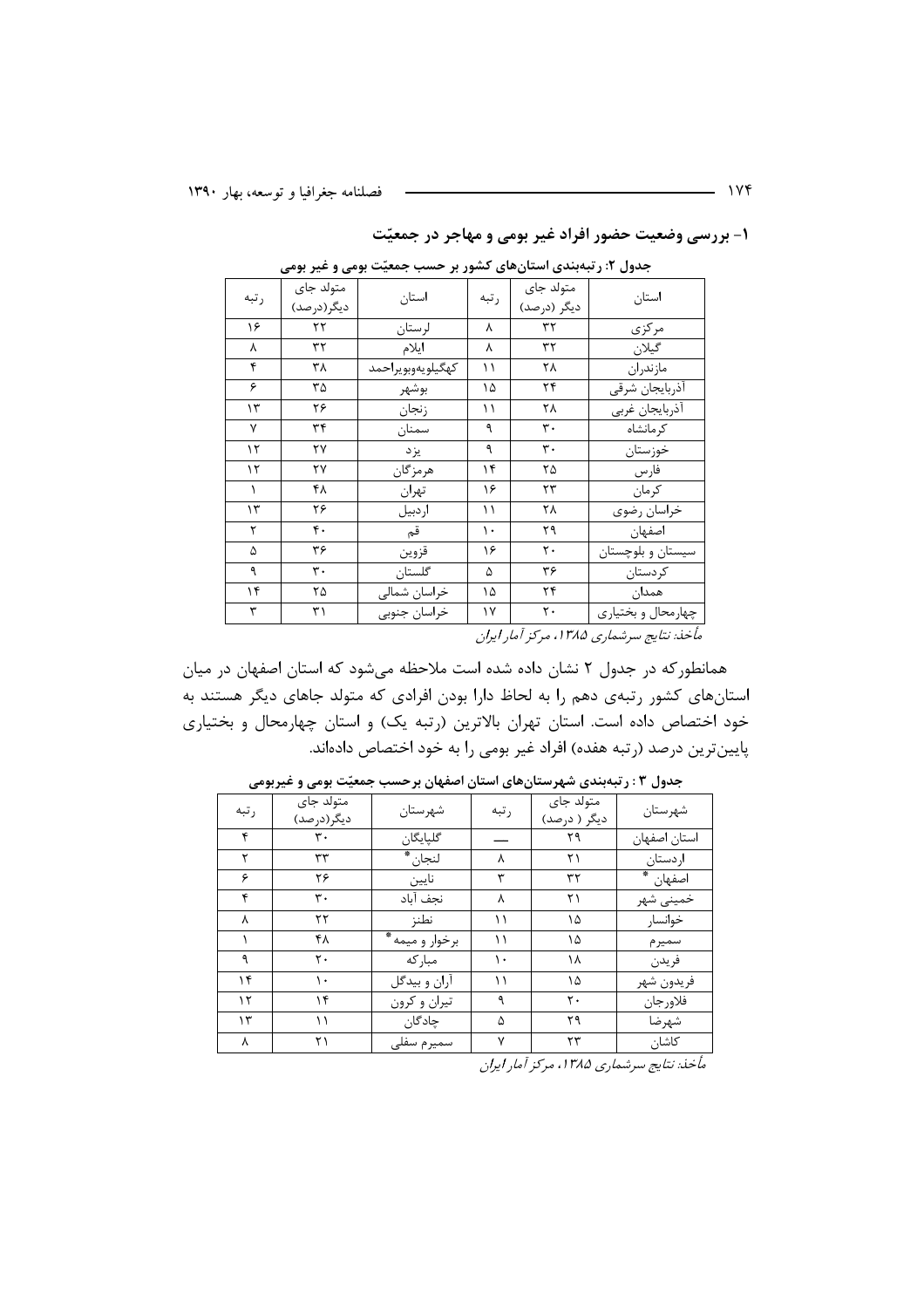## ۱- بررسی وضعیت حضور افراد غیر بومی و مهاجر در جمعیّت

**جدول ۲: رتبه‌بندی استان‌های کشور بر حسب جمعیّت بومی و غیر بومی**

| استان | متولد جای دیگر (درصد) | رتبه | استان | متولد جای دیگر(درصد) | رتبه |
|---|---|---|---|---|---|
| مرکزی | ۳۲ | ۸ | لرستان | ۲۲ | ۱۶ |
| گیلان | ۳۲ | ۸ | ایلام | ۳۲ | ۸ |
| مازندران | ۲۸ | ۱۱ | کهگیلویه‌وبویراحمد | ۳۸ | ۴ |
| آذربایجان شرقی | ۲۴ | ۱۵ | بوشهر | ۳۵ | ۶ |
| آذربایجان غربی | ۲۸ | ۱۱ | زنجان | ۲۶ | ۱۳ |
| کرمانشاه | ۳۰ | ۹ | سمنان | ۳۴ | ۷ |
| خوزستان | ۳۰ | ۹ | یزد | ۲۷ | ۱۲ |
| فارس | ۲۵ | ۱۴ | هرمزگان | ۲۷ | ۱۲ |
| کرمان | ۲۳ | ۱۶ | تهران | ۴۸ | ۱ |
| خراسان رضوی | ۲۸ | ۱۱ | اردبیل | ۲۶ | ۱۳ |
| اصفهان | ۲۹ | ۱۰ | قم | ۴۰ | ۲ |
| سیستان و بلوچستان | ۲۰ | ۱۶ | قزوین | ۳۶ | ۵ |
| کردستان | ۳۶ | ۵ | گلستان | ۳۰ | ۹ |
| همدان | ۲۴ | ۱۵ | خراسان شمالی | ۲۵ | ۱۴ |
| چهارمحال و بختیاری | ۲۰ | ۱۷ | خراسان جنوبی | ۳۱ | ۳ |

*مأخذ: نتایج سرشماری ۱۳۸۵، مرکز آمار ایران*

همانطورکه در جدول ۲ نشان داده شده است ملاحظه می‌شود که استان اصفهان در میان استان‌های کشور رتبه‌ی دهم را به لحاظ دارا بودن افرادی که متولد جاهای دیگر هستند به خود اختصاص داده است. استان تهران بالاترین (رتبه یک) و استان چهارمحال و بختیاری پایین‌ترین درصد (رتبه هفده) افراد غیر بومی را به خود اختصاص داده‌اند.

**جدول ۳ : رتبه‌بندی شهرستان‌های استان اصفهان برحسب جمعیّت بومی و غیربومی**

| شهرستان | متولد جای دیگر ( درصد) | رتبه | شهرستان | متولد جای دیگر(درصد) | رتبه |
|---|---|---|---|---|---|
| استان اصفهان | ۲۹ | — | گلپایگان | ۳۰ | ۴ |
| اردستان | ۲۱ | ۸ | لنجان * | ۳۳ | ۲ |
| اصفهان * | ۳۲ | ۳ | نایین | ۲۶ | ۶ |
| خمینی شهر | ۲۱ | ۸ | نجف آباد | ۳۰ | ۴ |
| خوانسار | ۱۵ | ۱۱ | نطنز | ۲۲ | ۸ |
| سمیرم | ۱۵ | ۱۱ | برخوار و میمه * | ۴۸ | ۱ |
| فریدن | ۱۸ | ۱۰ | مبارکه | ۲۰ | ۹ |
| فریدون شهر | ۱۵ | ۱۱ | آران و بیدگل | ۱۰ | ۱۴ |
| فلاورجان | ۲۰ | ۹ | تیران و کرون | ۱۴ | ۱۲ |
| شهرضا | ۲۹ | ۵ | چادگان | ۱۱ | ۱۳ |
| کاشان | ۲۳ | ۷ | سمیرم سفلی | ۲۱ | ۸ |

*مأخذ: نتایج سرشماری ۱۳۸۵، مرکز آمار ایران*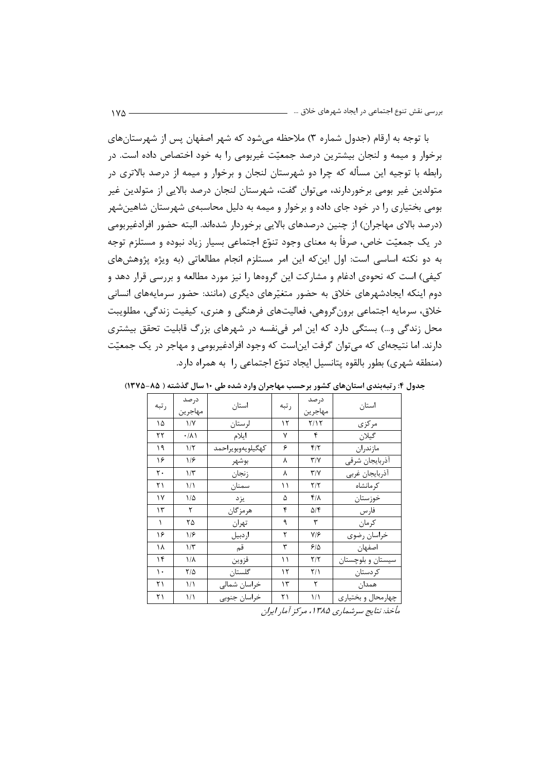با توجه به ارقام (جدول شماره ۳) ملاحظه می‌شود که شهر اصفهان پس از شهرستان‌های برخوار و میمه و لنجان بیشترین درصد جمعیّت غیربومی را به خود اختصاص داده است. در رابطه با توجیه این مسأله که چرا دو شهرستان لنجان و برخوار و میمه از درصد بالاتری در متولدین غیر بومی برخوردارند، می‌توان گفت، شهرستان لنجان درصد بالایی از متولدین غیر بومی بختیاری را در خود جای داده و برخوار و میمه به دلیل محاسبه‌ی شهرستان شاهین‌شهر (درصد بالای مهاجران) از چنین درصدهای بالایی برخوردار شده‌اند. البته حضور افرادغیربومی در یک جمعیّت خاص، صرفاً به معنای وجود تنوّع اجتماعی بسیار زیاد نبوده و مستلزم توجه به دو نکته اساسی است: اول این‌که این امر مستلزم انجام مطالعاتی (به ویژه پژوهش‌های کیفی) است که نحوه‌ی ادغام و مشارکت این گروه‌ها را نیز مورد مطالعه و بررسی قرار دهد و دوم اینکه ایجادشهرهای خلاق به حضور متغیّرهای دیگری (مانند: حضور سرمایه‌های انسانی خلاق، سرمایه اجتماعی برون‌گروهی، فعالیت‌های فرهنگی و هنری، کیفیت زندگی، مطلوبیت محل زندگی و...) بستگی دارد که این امر فی‌نفسه در شهرهای بزرگ قابلیت تحقق بیشتری دارند. اما نتیجه‌ای که می‌توان گرفت این‌است که وجود افرادغیربومی و مهاجر در یک جمعیّت (منطقه شهری) بطور بالقوه پتانسیل ایجاد تنوّع اجتماعی را به همراه دارد.

**جدول ۴: رتبه‌بندی استان‌های کشور برحسب مهاجران وارد شده طی ۱۰ سال گذشته ( ۸۵-۱۳۷۵)**

| استان | درصد مهاجرین | رتبه | استان | درصد مهاجرین | رتبه |
|---|---|---|---|---|---|
| مرکزی | ۲/۱۲ | ۱۲ | لرستان | ۱/۷ | ۱۵ |
| گیلان | ۴ | ۷ | ایلام | ۰/۸۱ | ۲۲ |
| مازندران | ۴/۲ | ۶ | کهگیلویه‌وبویراحمد | ۱/۲ | ۱۹ |
| آذربایجان شرقی | ۳/۷ | ۸ | بوشهر | ۱/۶ | ۱۶ |
| آذربایجان غربی | ۳/۷ | ۸ | زنجان | ۱/۳ | ۲۰ |
| کرمانشاه | ۲/۲ | ۱۱ | سمنان | ۱/۱ | ۲۱ |
| خوزستان | ۴/۸ | ۵ | یزد | ۱/۵ | ۱۷ |
| فارس | ۵/۴ | ۴ | هرمزگان | ۲ | ۱۳ |
| کرمان | ۳ | ۹ | تهران | ۲۵ | ۱ |
| خراسان رضوی | ۷/۶ | ۲ | اردبیل | ۱/۶ | ۱۶ |
| اصفهان | ۶/۵ | ۳ | قم | ۱/۳ | ۱۸ |
| سیستان و بلوچستان | ۲/۲ | ۱۱ | قزوین | ۱/۸ | ۱۴ |
| کردستان | ۲/۱ | ۱۲ | گلستان | ۲/۵ | ۱۰ |
| همدان | ۲ | ۱۳ | خراسان شمالی | ۱/۱ | ۲۱ |
| چهارمحال و بختیاری | ۱/۱ | ۲۱ | خراسان جنوبی | ۱/۱ | ۲۱ |

*مأخذ: نتایج سرشماری ۱۳۸۵، مرکز آمار ایران*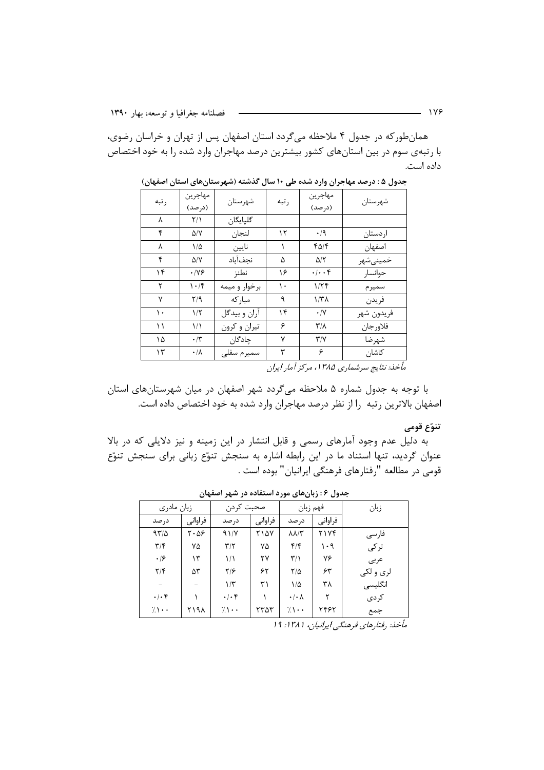همان‌طورکه در جدول ۴ ملاحظه می‌گردد استان اصفهان پس از تهران و خراسان رضوی، با رتبه‌ی سوم در بین استان‌های کشور بیشترین درصد مهاجران وارد شده را به خود اختصاص داده است.

**جدول ۵ : درصد مهاجران وارد شده طی ۱۰ سال گذشته (شهرستان‌های استان اصفهان)**

| شهرستان | مهاجرین (درصد) | رتبه | شهرستان | مهاجرین (درصد) | رتبه |
|---|---|---|---|---|---|
| | | | گلپایگان | ۲/۱ | ۸ |
| اردستان | ۰/۹ | ۱۲ | لنجان | ۵/۷ | ۴ |
| اصفهان | ۴۵/۴ | ۱ | نایین | ۱/۵ | ۸ |
| خمینی‌شهر | ۵/۲ | ۵ | نجف‌آباد | ۵/۷ | ۴ |
| خوانسار | ۰/۰۰۴ | ۱۶ | نطنز | ۰/۷۶ | ۱۴ |
| سمیرم | ۱/۲۴ | ۱۰ | برخوار و میمه | ۱۰/۴ | ۲ |
| فریدن | ۱/۳۸ | ۹ | مبارکه | ۲/۹ | ۷ |
| فریدون شهر | ۰/۷ | ۱۴ | آران و بیدگل | ۱/۲ | ۱۰ |
| فلاورجان | ۳/۸ | ۶ | تیران و کرون | ۱/۱ | ۱۱ |
| شهرضا | ۳/۷ | ۷ | چادگان | ۰/۳ | ۱۵ |
| کاشان | ۶ | ۳ | سمیرم سفلی | ۰/۸ | ۱۳ |

*مأخذ: نتایج سرشماری ۱۳۸۵، مرکز آمار ایران*

با توجه به جدول شماره ۵ ملاحظه می‌گردد شهر اصفهان در میان شهرستان‌های استان اصفهان بالاترین رتبه را از نظر درصد مهاجران وارد شده به خود اختصاص داده است.

### تنوّع قومی

به دلیل عدم وجود آمارهای رسمی و قابل انتشار در این زمینه و نیز دلایلی که در بالا عنوان گردید، تنها استناد ما در این رابطه اشاره به سنجش تنوّع زبانی برای سنجش تنوّع قومی در مطالعه "رفتارهای فرهنگی ایرانیان" بوده است .

**جدول ۶ : زبان‌های مورد استفاده در شهر اصفهان**

| زبان | فهم زبان | | صحبت کردن | | زبان مادری | |
|---|---|---|---|---|---|---|
| | فراوانی | درصد | فراوانی | درصد | فراوانی | درصد |
| فارسی | ۲۱۷۴ | ۸۸/۳ | ۲۱۵۷ | ۹۱/۷ | ۲۰۵۶ | ۹۳/۵ |
| ترکی | ۱۰۹ | ۴/۴ | ۷۵ | ۳/۲ | ۷۵ | ۳/۴ |
| عربی | ۷۶ | ۳/۱ | ۲۷ | ۱/۱ | ۱۳ | ۰/۶ |
| لری و لکی | ۶۳ | ۲/۵ | ۶۲ | ۲/۶ | ۵۳ | ۲/۴ |
| انگلیسی | ۳۸ | ۱/۵ | ۳۱ | ۱/۳ | - | - |
| کردی | ۲ | ۰/۰۸ | ۱ | ۰/۰۴ | ۱ | ۰/۰۴ |
| جمع | ۲۴۶۲ | ٪۱۰۰ | ۲۳۵۳ | ٪۱۰۰ | ۲۱۹۸ | ٪۱۰۰ |

*مأخذ: رفتارهای فرهنگی ایرانیان، ۱۳۸۱: ۱۹*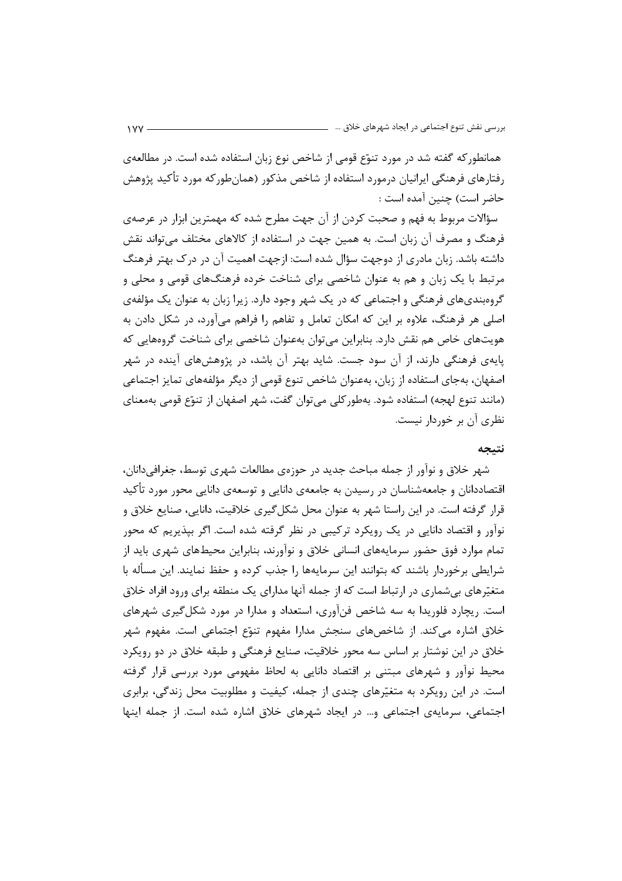همانطورکه گفته شد در مورد تنوّع قومی از شاخص نوع زبان استفاده شده است. در مطالعه‌ی رفتارهای فرهنگی ایرانیان درمورد استفاده از شاخص مذکور (همان‌طورکه مورد تأکید پژوهش حاضر است) چنین آمده است :

سؤالات مربوط به فهم و صحبت کردن از آن جهت مطرح شده که مهمترین ابزار در عرصه‌ی فرهنگ و مصرف آن زبان است. به همین جهت در استفاده از کالاهای مختلف می‌تواند نقش داشته باشد. زبان مادری از دوجهت سؤال شده است: ازجهت اهمیت آن در درک بهتر فرهنگ مرتبط با یک زبان و هم به عنوان شاخصی برای شناخت خرده فرهنگ‌های قومی و محلی و گروه‌بندی‌های فرهنگی و اجتماعی که در یک شهر وجود دارد. زیرا زبان به عنوان یک مؤلفه‌ی اصلی هر فرهنگ، علاوه بر این که امکان تعامل و تفاهم را فراهم می‌آورد، در شکل دادن به هویت‌های خاص هم نقش دارد. بنابراین می‌توان به‌عنوان شاخصی برای شناخت گروههایی که پایه‌ی فرهنگی دارند، از آن سود جست. شاید بهتر آن باشد، در پژوهش‌های آینده در شهر اصفهان، به‌جای استفاده از زبان، به‌عنوان شاخص تنوع قومی از دیگر مؤلفه‌های تمایز اجتماعی (مانند تنوع لهجه) استفاده شود. به‌طورکلی می‌توان گفت، شهر اصفهان از تنوّع قومی به‌معنای نظری آن بر خوردار نیست.

## نتیجه

شهر خلاق و نوآور از جمله مباحث جدید در حوزه‌ی مطالعات شهری توسط، جغرافی‌دانان، اقتصاددانان و جامعه‌شناسان در رسیدن به جامعه‌ی دانایی و توسعه‌ی دانایی محور مورد تأکید قرار گرفته است. در این راستا شهر به عنوان محل شکل‌گیری خلاقیت، دانایی، صنایع خلاق و نوآور و اقتصاد دانایی در یک رویکرد ترکیبی در نظر گرفته شده است. اگر بپذیریم که محور تمام موارد فوق حضور سرمایه‌های انسانی خلاق و نوآورند، بنابراین محیط‌های شهری باید از شرایطی برخوردار باشند که بتوانند این سرمایه‌ها را جذب کرده و حفظ نمایند. این مسأله با متغیّرهای بی‌شماری در ارتباط است که از جمله آنها مدارای یک منطقه برای ورود افراد خلاق است. ریچارد فلوریدا به سه شاخص فن‌آوری، استعداد و مدارا در مورد شکل‌گیری شهرهای خلاق اشاره می‌کند. از شاخص‌های سنجش مدارا مفهوم تنوّع اجتماعی است. مفهوم شهر خلاق در این نوشتار بر اساس سه محور خلاقیت، صنایع فرهنگی و طبقه خلاق در دو رویکرد محیط نوآور و شهرهای مبتنی بر اقتصاد دانایی به لحاظ مفهومی مورد بررسی قرار گرفته است. در این رویکرد به متغیّرهای چندی از جمله، کیفیت و مطلوبیت محل زندگی، برابری اجتماعی، سرمایه‌ی اجتماعی و... در ایجاد شهرهای خلاق اشاره شده است. از جمله اینها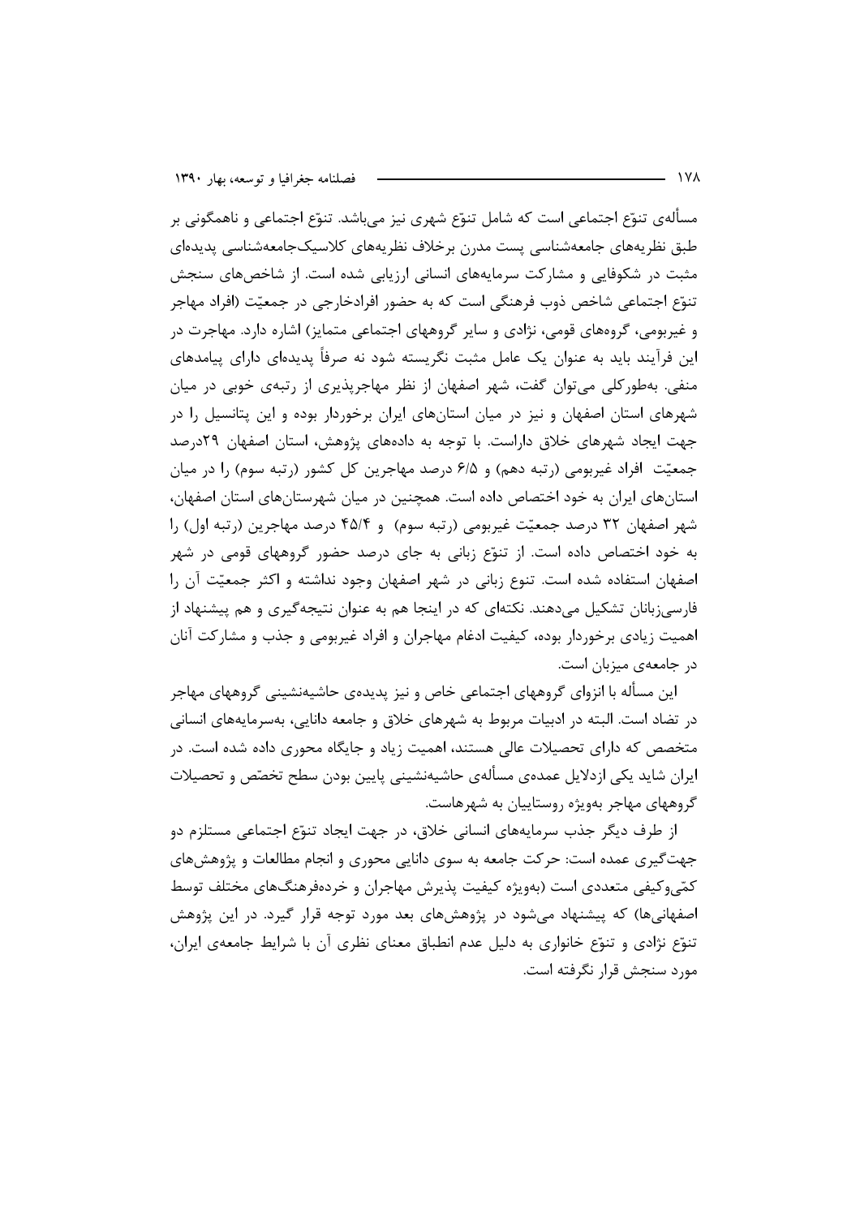مسأله‌ی تنوّع اجتماعی است که شامل تنوّع شهری نیز می‌باشد. تنوّع اجتماعی و ناهمگونی بر طبق نظریه‌های جامعه‌شناسی پست مدرن برخلاف نظریه‌های کلاسیک‌جامعه‌شناسی پدیده‌ای مثبت در شکوفایی و مشارکت سرمایه‌های انسانی ارزیابی شده است. از شاخص‌های سنجش تنوّع اجتماعی شاخص ذوب فرهنگی است که به حضور افرادخارجی در جمعیّت (افراد مهاجر و غیربومی، گروه‌های قومی، نژادی و سایر گروههای اجتماعی متمایز) اشاره دارد. مهاجرت در این فرآیند باید به عنوان یک عامل مثبت نگریسته شود نه صرفاً پدیده‌ای دارای پیامدهای منفی. به‌طورکلی می‌توان گفت، شهر اصفهان از نظر مهاجرپذیری از رتبه‌ی خوبی در میان شهرهای استان اصفهان و نیز در میان استان‌های ایران برخوردار بوده و این پتانسیل را در جهت ایجاد شهرهای خلاق داراست. با توجه به داده‌های پژوهش، استان اصفهان ۲۹درصد جمعیّت افراد غیربومی (رتبه دهم) و ۶/۵ درصد مهاجرین کل کشور (رتبه سوم) را در میان استان‌های ایران به خود اختصاص داده است. همچنین در میان شهرستان‌های استان اصفهان، شهر اصفهان ۳۲ درصد جمعیّت غیربومی (رتبه سوم) و ۴۵/۴ درصد مهاجرین (رتبه اول) را به خود اختصاص داده است. از تنوّع زبانی به جای درصد حضور گروههای قومی در شهر اصفهان استفاده شده است. تنوع زبانی در شهر اصفهان وجود نداشته و اکثر جمعیّت آن را فارسی‌زبانان تشکیل می‌دهند. نکته‌ای که در اینجا هم به عنوان نتیجه‌گیری و هم پیشنهاد از اهمیت زیادی برخوردار بوده، کیفیت ادغام مهاجران و افراد غیربومی و جذب و مشارکت آنان در جامعه‌ی میزبان است.

این مسأله با انزوای گروههای اجتماعی خاص و نیز پدیده‌ی حاشیه‌نشینی گروههای مهاجر در تضاد است. البته در ادبیات مربوط به شهرهای خلاق و جامعه دانایی، به‌سرمایه‌های انسانی متخصص که دارای تحصیلات عالی هستند، اهمیت زیاد و جایگاه محوری داده شده است. در ایران شاید یکی ازدلایل عمده‌ی مسأله‌ی حاشیه‌نشینی پایین بودن سطح تخصّص و تحصیلات گروههای مهاجر به‌ویژه روستاییان به شهرهاست.

از طرف دیگر جذب سرمایه‌های انسانی خلاق، در جهت ایجاد تنوّع اجتماعی مستلزم دو جهت‌گیری عمده است: حرکت جامعه به سوی دانایی محوری و انجام مطالعات و پژوهش‌های کمّی‌وکیفی متعددی است (به‌ویژه کیفیت پذیرش مهاجران و خرده‌فرهنگ‌های مختلف توسط اصفهانی‌ها) که پیشنهاد می‌شود در پژوهش‌های بعد مورد توجه قرار گیرد. در این پژوهش تنوّع نژادی و تنوّع خانواری به دلیل عدم انطباق معنای نظری آن با شرایط جامعه‌ی ایران، مورد سنجش قرار نگرفته است.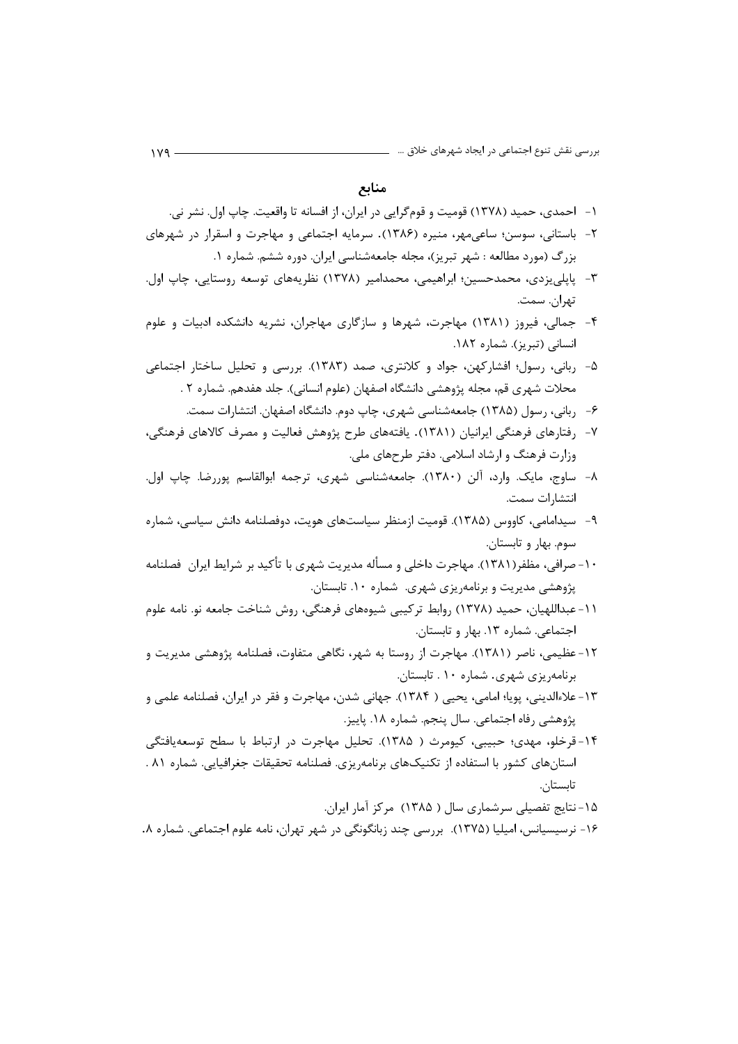## منابع

۱- احمدی، حمید (۱۳۷۸) قومیت و قوم‌گرایی در ایران، از افسانه تا واقعیت. چاپ اول. نشر نی.

۲- باستانی، سوسن؛ ساعی‌مهر، منیره (۱۳۸۶). سرمایه اجتماعی و مهاجرت و اسقرار در شهرهای بزرگ (مورد مطالعه : شهر تبریز)، مجله جامعه‌شناسی ایران. دوره ششم. شماره ۱.

۳- پاپلی‌یزدی، محمدحسین؛ ابراهیمی، محمدامیر (۱۳۷۸) نظریه‌های توسعه روستایی، چاپ اول. تهران. سمت.

۴- جمالی، فیروز (۱۳۸۱) مهاجرت، شهرها و سازگاری مهاجران، نشریه دانشکده ادبیات و علوم انسانی (تبریز). شماره ۱۸۲.

۵- ربانی، رسول؛ افشارکهن، جواد و کلانتری، صمد (۱۳۸۳). بررسی و تحلیل ساختار اجتماعی محلات شهری قم، مجله پژوهشی دانشگاه اصفهان (علوم انسانی). جلد هفدهم. شماره ۲ .

۶- ربانی، رسول (۱۳۸۵) جامعه‌شناسی شهری، چاپ دوم. دانشگاه اصفهان. انتشارات سمت.

۷- رفتارهای فرهنگی ایرانیان (۱۳۸۱). یافته‌های طرح پژوهش فعالیت و مصرف کالاهای فرهنگی، وزارت فرهنگ و ارشاد اسلامی. دفتر طرح‌های ملی.

۸- ساوج، مایک. وارد، آلن (۱۳۸۰). جامعه‌شناسی شهری، ترجمه ابوالقاسم پوررضا. چاپ اول. انتشارات سمت.

۹- سیدامامی، کاووس (۱۳۸۵). قومیت ازمنظر سیاست‌های هویت، دوفصلنامه دانش سیاسی، شماره سوم. بهار و تابستان.

۱۰- صرافی، مظفر(۱۳۸۱). مهاجرت داخلی و مسأله مدیریت شهری با تأکید بر شرایط ایران فصلنامه پژوهشی مدیریت و برنامه‌ریزی شهری. شماره ۱۰. تابستان.

۱۱- عبداللهیان، حمید (۱۳۷۸) روابط ترکیبی شیوه‌های فرهنگی، روش شناخت جامعه نو. نامه علوم اجتماعی. شماره ۱۳. بهار و تابستان.

۱۲- عظیمی، ناصر (۱۳۸۱). مهاجرت از روستا به شهر، نگاهی متفاوت، فصلنامه پژوهشی مدیریت و برنامه‌ریزی شهری. شماره ۱۰ . تابستان.

۱۳- علاءالدینی، پویا؛ امامی، یحیی ( ۱۳۸۴). جهانی شدن، مهاجرت و فقر در ایران، فصلنامه علمی و پژوهشی رفاه اجتماعی. سال پنجم. شماره ۱۸. پاییز.

۱۴- قرخلو، مهدی؛ حبیبی، کیومرث ( ۱۳۸۵). تحلیل مهاجرت در ارتباط با سطح توسعه‌یافتگی استان‌های کشور با استفاده از تکنیک‌های برنامه‌ریزی. فصلنامه تحقیقات جغرافیایی. شماره ۸۱ . تابستان.

۱۵- نتایج تفصیلی سرشماری سال ( ۱۳۸۵) مرکز آمار ایران.

۱۶- نرسیسیانس، امیلیا (۱۳۷۵). بررسی چند زبانگونگی در شهر تهران، نامه علوم اجتماعی. شماره ۸.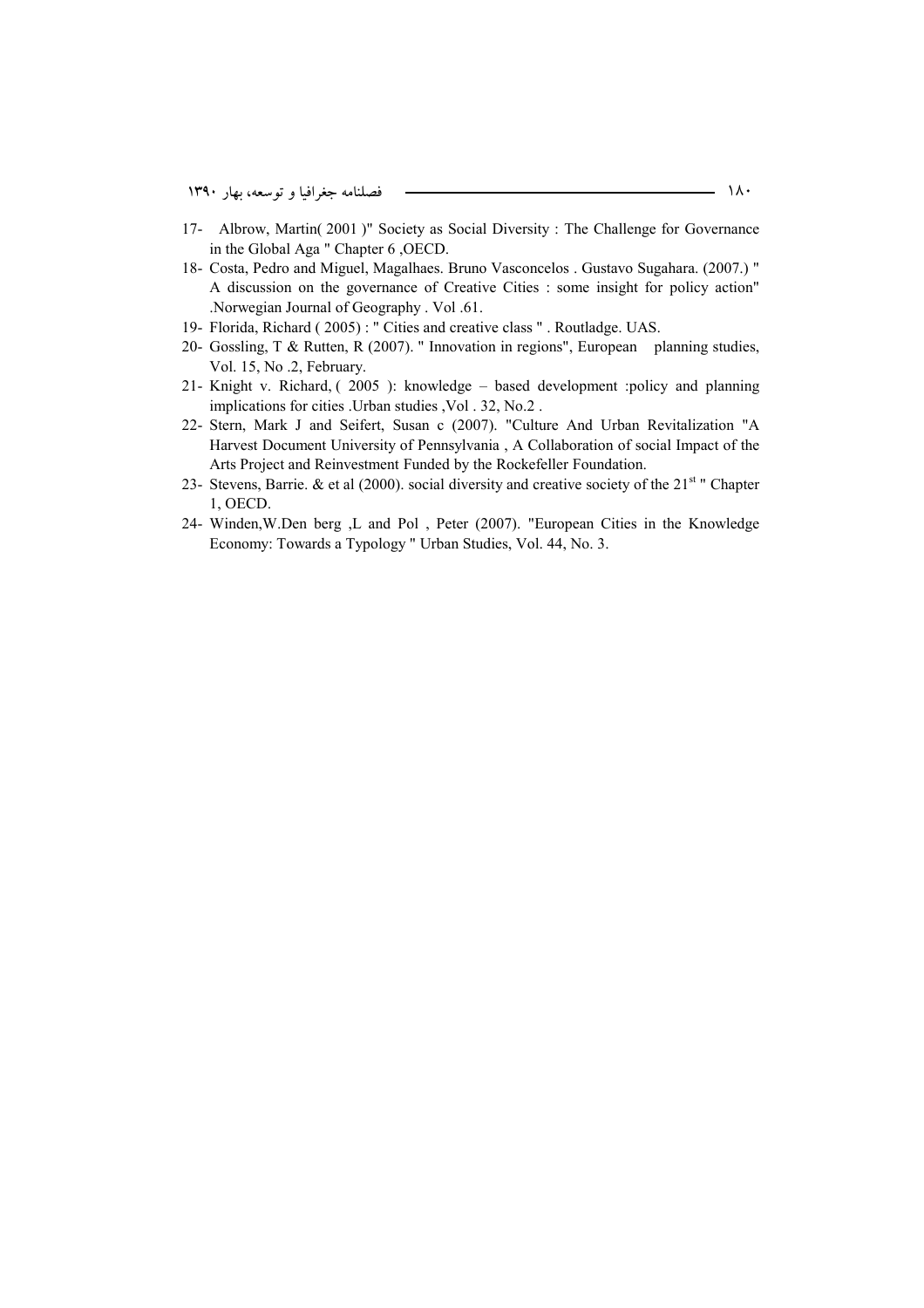17- Albrow, Martin( 2001 )" Society as Social Diversity : The Challenge for Governance in the Global Aga " Chapter 6 ,OECD.

18- Costa, Pedro and Miguel, Magalhaes. Bruno Vasconcelos . Gustavo Sugahara. (2007.) " A discussion on the governance of Creative Cities : some insight for policy action" .Norwegian Journal of Geography . Vol .61.

19- Florida, Richard ( 2005) : " Cities and creative class " . Routladge. UAS.

20- Gossling, T & Rutten, R (2007). " Innovation in regions", European planning studies, Vol. 15, No .2, February.

21- Knight v. Richard, ( 2005 ): knowledge – based development :policy and planning implications for cities .Urban studies ,Vol . 32, No.2 .

22- Stern, Mark J and Seifert, Susan c (2007). "Culture And Urban Revitalization "A Harvest Document University of Pennsylvania , A Collaboration of social Impact of the Arts Project and Reinvestment Funded by the Rockefeller Foundation.

23- Stevens, Barrie. & et al (2000). social diversity and creative society of the 21st " Chapter 1, OECD.

24- Winden,W.Den berg ,L and Pol , Peter (2007). "European Cities in the Knowledge Economy: Towards a Typology " Urban Studies, Vol. 44, No. 3.